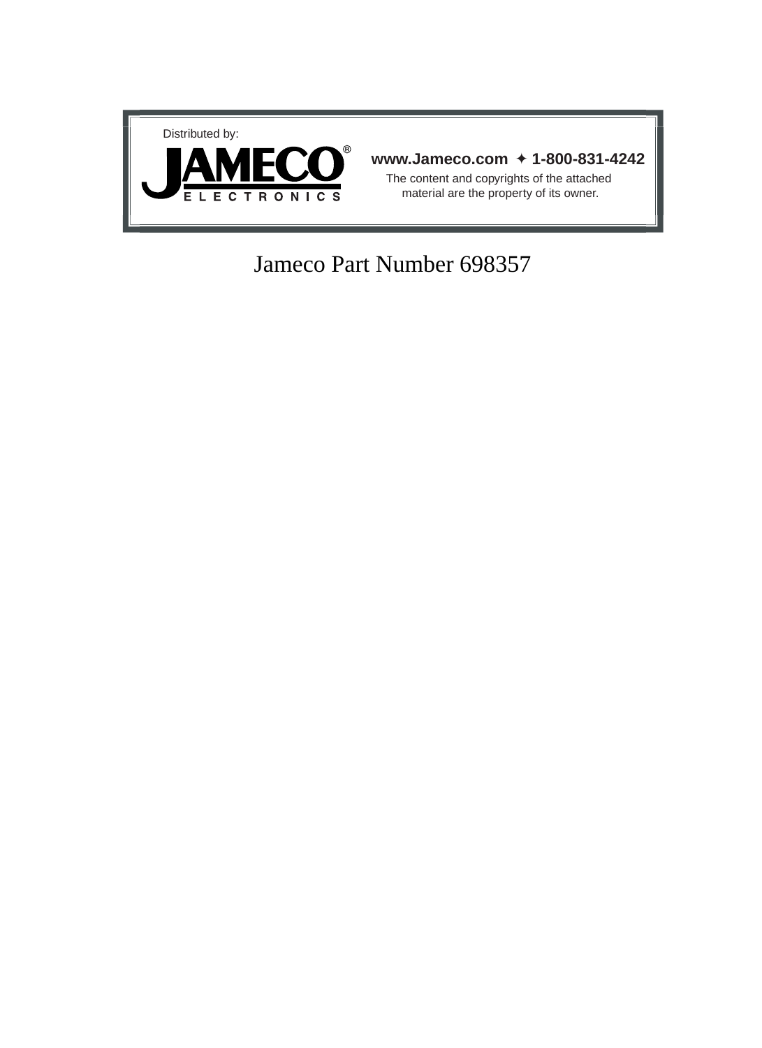Distributed by:

**JAMECO®**
**ELECTRONICS**

**www.Jameco.com ✦ 1-800-831-4242**

The content and copyrights of the attached material are the property of its owner.

Jameco Part Number 698357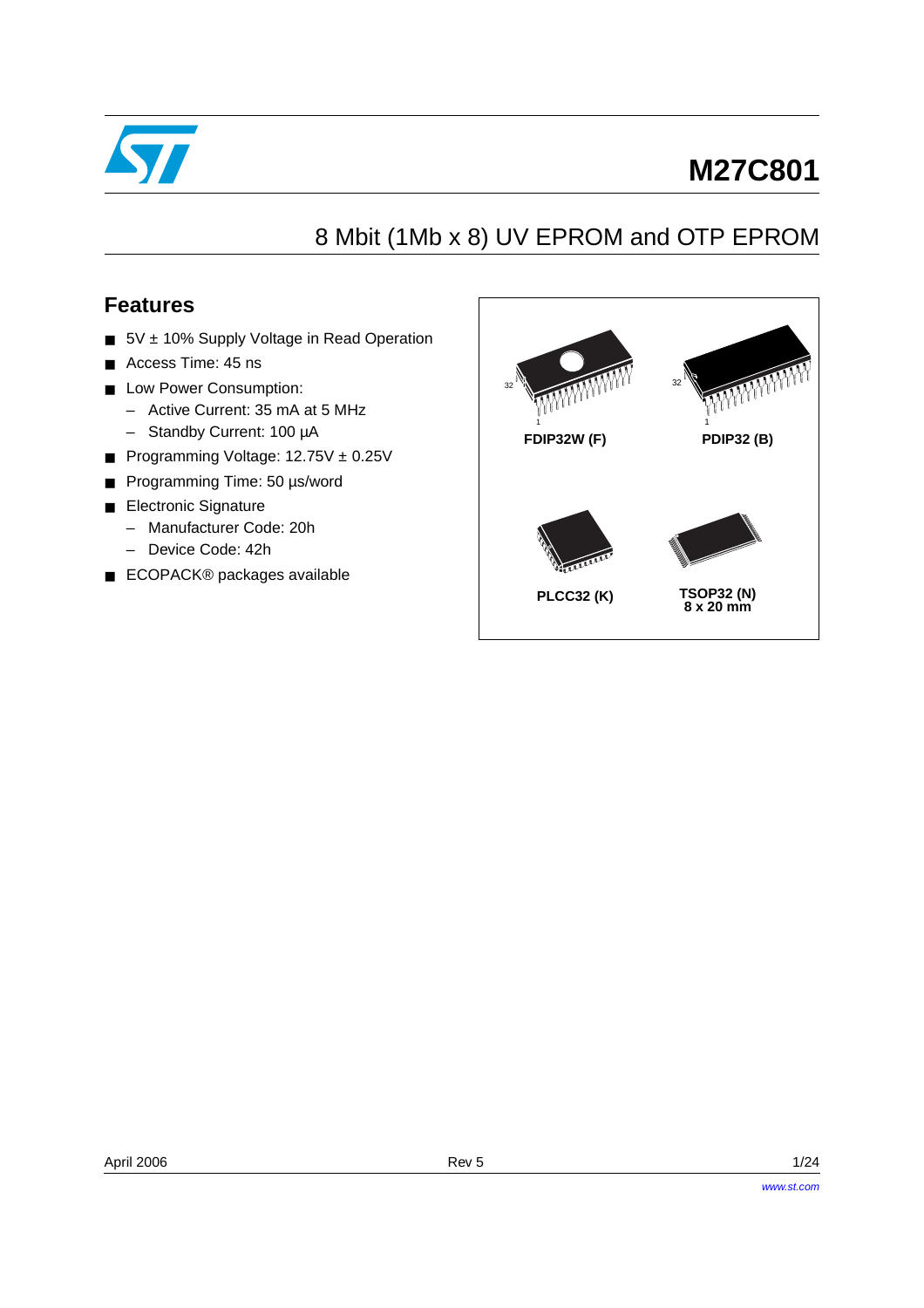# M27C801

## 8 Mbit (1Mb x 8) UV EPROM and OTP EPROM

### Features

- 5V ± 10% Supply Voltage in Read Operation
- Access Time: 45 ns
- Low Power Consumption:
  - Active Current: 35 mA at 5 MHz
  - Standby Current: 100 µA
- Programming Voltage: 12.75V ± 0.25V
- Programming Time: 50 µs/word
- Electronic Signature
  - Manufacturer Code: 20h
  - Device Code: 42h
- ECOPACK® packages available

FDIP32W (F)

PDIP32 (B)

PLCC32 (K)

TSOP32 (N)
8 x 20 mm

April 2006 Rev 5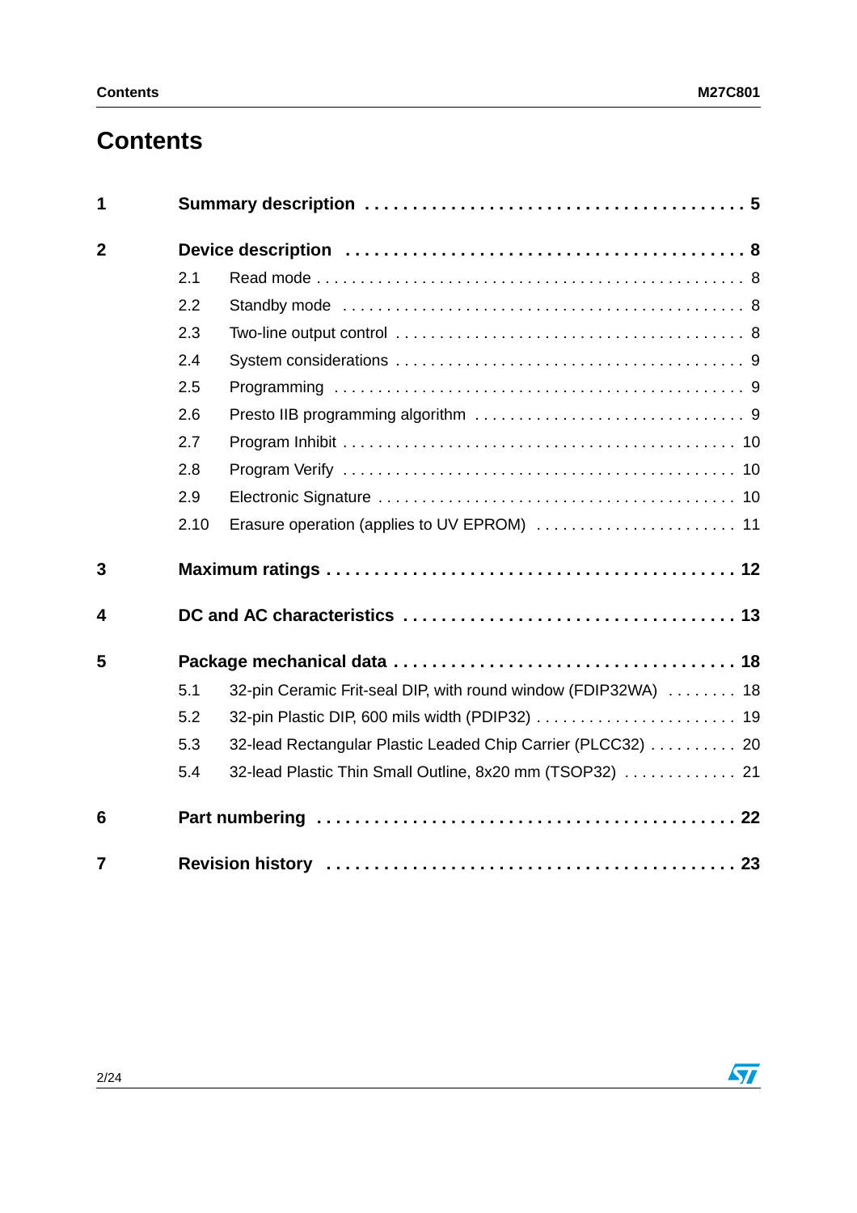# Contents

| | | |
|---|---|---|
| **1** | **Summary description** | **5** |
| **2** | **Device description** | **8** |
| 2.1 | Read mode | 8 |
| 2.2 | Standby mode | 8 |
| 2.3 | Two-line output control | 8 |
| 2.4 | System considerations | 9 |
| 2.5 | Programming | 9 |
| 2.6 | Presto IIB programming algorithm | 9 |
| 2.7 | Program Inhibit | 10 |
| 2.8 | Program Verify | 10 |
| 2.9 | Electronic Signature | 10 |
| 2.10 | Erasure operation (applies to UV EPROM) | 11 |
| **3** | **Maximum ratings** | **12** |
| **4** | **DC and AC characteristics** | **13** |
| **5** | **Package mechanical data** | **18** |
| 5.1 | 32-pin Ceramic Frit-seal DIP, with round window (FDIP32WA) | 18 |
| 5.2 | 32-pin Plastic DIP, 600 mils width (PDIP32) | 19 |
| 5.3 | 32-lead Rectangular Plastic Leaded Chip Carrier (PLCC32) | 20 |
| 5.4 | 32-lead Plastic Thin Small Outline, 8x20 mm (TSOP32) | 21 |
| **6** | **Part numbering** | **22** |
| **7** | **Revision history** | **23** |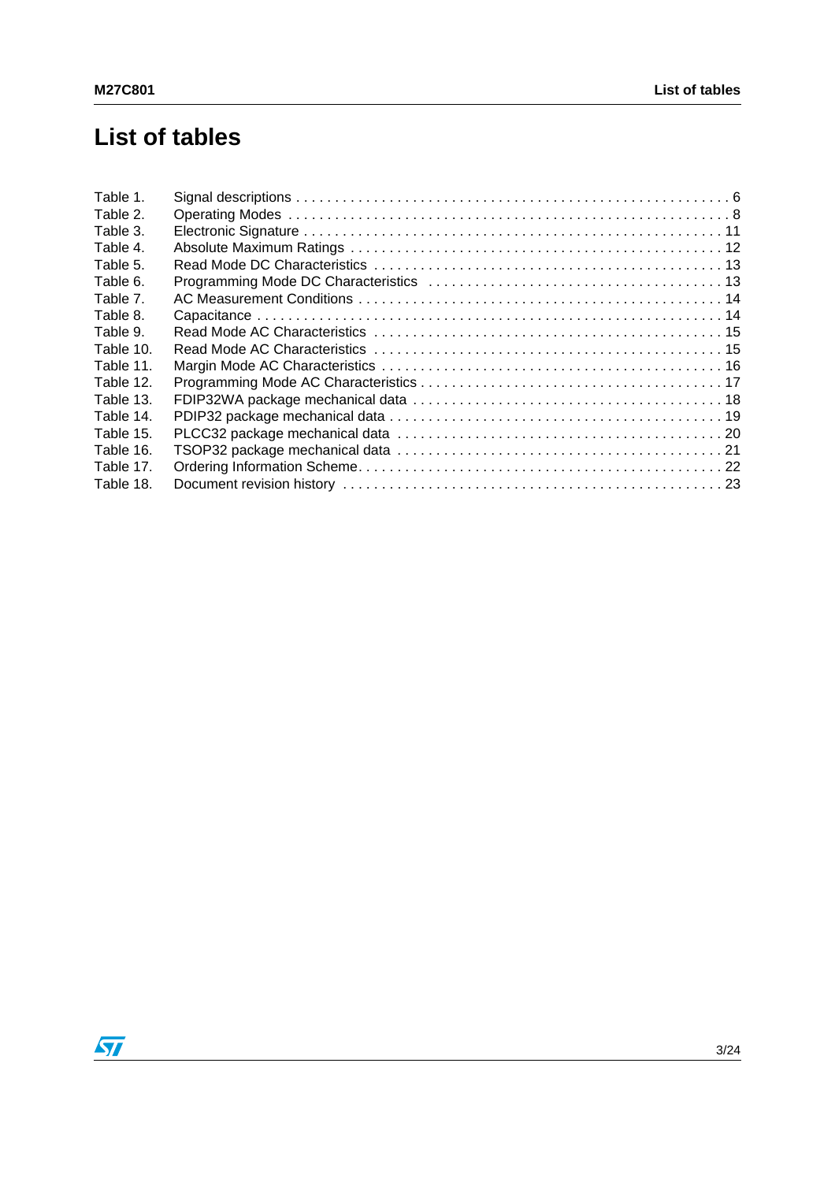# List of tables

Table 1. Signal descriptions . . . . . . . . . . . . . . . . . . . . . . . . . . . . . . . . . . . . . . . . . . . . . . . . . . . . . . 6
Table 2. Operating Modes . . . . . . . . . . . . . . . . . . . . . . . . . . . . . . . . . . . . . . . . . . . . . . . . . . . . . . . 8
Table 3. Electronic Signature . . . . . . . . . . . . . . . . . . . . . . . . . . . . . . . . . . . . . . . . . . . . . . . . . . . . 11
Table 4. Absolute Maximum Ratings . . . . . . . . . . . . . . . . . . . . . . . . . . . . . . . . . . . . . . . . . . . . . . . 12
Table 5. Read Mode DC Characteristics . . . . . . . . . . . . . . . . . . . . . . . . . . . . . . . . . . . . . . . . . . . . 13
Table 6. Programming Mode DC Characteristics . . . . . . . . . . . . . . . . . . . . . . . . . . . . . . . . . . . . . 13
Table 7. AC Measurement Conditions . . . . . . . . . . . . . . . . . . . . . . . . . . . . . . . . . . . . . . . . . . . . . . 14
Table 8. Capacitance . . . . . . . . . . . . . . . . . . . . . . . . . . . . . . . . . . . . . . . . . . . . . . . . . . . . . . . . . . 14
Table 9. Read Mode AC Characteristics . . . . . . . . . . . . . . . . . . . . . . . . . . . . . . . . . . . . . . . . . . . . 15
Table 10. Read Mode AC Characteristics . . . . . . . . . . . . . . . . . . . . . . . . . . . . . . . . . . . . . . . . . . . . 15
Table 11. Margin Mode AC Characteristics . . . . . . . . . . . . . . . . . . . . . . . . . . . . . . . . . . . . . . . . . . 16
Table 12. Programming Mode AC Characteristics . . . . . . . . . . . . . . . . . . . . . . . . . . . . . . . . . . . . . 17
Table 13. FDIP32WA package mechanical data . . . . . . . . . . . . . . . . . . . . . . . . . . . . . . . . . . . . . . 18
Table 14. PDIP32 package mechanical data . . . . . . . . . . . . . . . . . . . . . . . . . . . . . . . . . . . . . . . . . 19
Table 15. PLCC32 package mechanical data . . . . . . . . . . . . . . . . . . . . . . . . . . . . . . . . . . . . . . . . . 20
Table 16. TSOP32 package mechanical data . . . . . . . . . . . . . . . . . . . . . . . . . . . . . . . . . . . . . . . . . 21
Table 17. Ordering Information Scheme. . . . . . . . . . . . . . . . . . . . . . . . . . . . . . . . . . . . . . . . . . . . . 22
Table 18. Document revision history . . . . . . . . . . . . . . . . . . . . . . . . . . . . . . . . . . . . . . . . . . . . . . . 23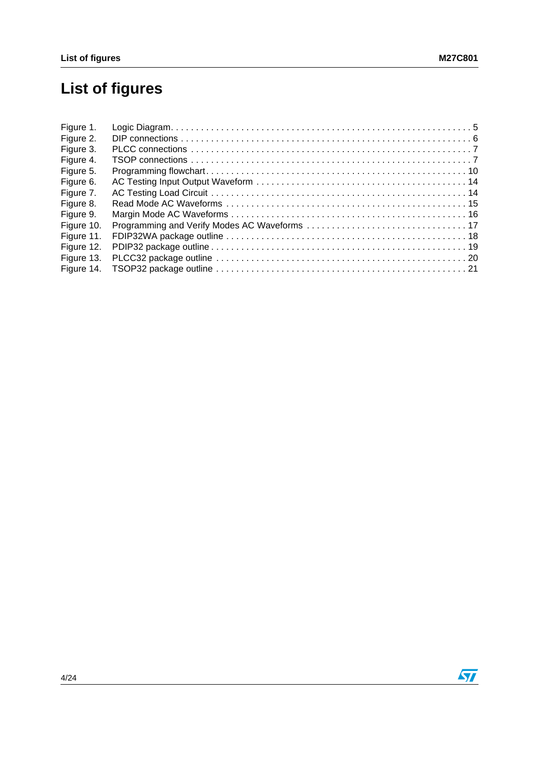# List of figures

Figure 1. Logic Diagram. . . . . . . . . . . . . . . . . . . . . . . . . . . . . . . . . . . . . . . . . . . . . . . . . . . . . . . . . . . . . 5
Figure 2. DIP connections . . . . . . . . . . . . . . . . . . . . . . . . . . . . . . . . . . . . . . . . . . . . . . . . . . . . . . . . . . . 6
Figure 3. PLCC connections . . . . . . . . . . . . . . . . . . . . . . . . . . . . . . . . . . . . . . . . . . . . . . . . . . . . . . . . . 7
Figure 4. TSOP connections . . . . . . . . . . . . . . . . . . . . . . . . . . . . . . . . . . . . . . . . . . . . . . . . . . . . . . . . . 7
Figure 5. Programming flowchart. . . . . . . . . . . . . . . . . . . . . . . . . . . . . . . . . . . . . . . . . . . . . . . . . . . . . 10
Figure 6. AC Testing Input Output Waveform . . . . . . . . . . . . . . . . . . . . . . . . . . . . . . . . . . . . . . . . . . 14
Figure 7. AC Testing Load Circuit . . . . . . . . . . . . . . . . . . . . . . . . . . . . . . . . . . . . . . . . . . . . . . . . . . 14
Figure 8. Read Mode AC Waveforms . . . . . . . . . . . . . . . . . . . . . . . . . . . . . . . . . . . . . . . . . . . . . . . . 15
Figure 9. Margin Mode AC Waveforms . . . . . . . . . . . . . . . . . . . . . . . . . . . . . . . . . . . . . . . . . . . . . . . 16
Figure 10. Programming and Verify Modes AC Waveforms . . . . . . . . . . . . . . . . . . . . . . . . . . . . . . . . 17
Figure 11. FDIP32WA package outline . . . . . . . . . . . . . . . . . . . . . . . . . . . . . . . . . . . . . . . . . . . . . . . 18
Figure 12. PDIP32 package outline . . . . . . . . . . . . . . . . . . . . . . . . . . . . . . . . . . . . . . . . . . . . . . . . . . 19
Figure 13. PLCC32 package outline . . . . . . . . . . . . . . . . . . . . . . . . . . . . . . . . . . . . . . . . . . . . . . . . . 20
Figure 14. TSOP32 package outline . . . . . . . . . . . . . . . . . . . . . . . . . . . . . . . . . . . . . . . . . . . . . . . . . 21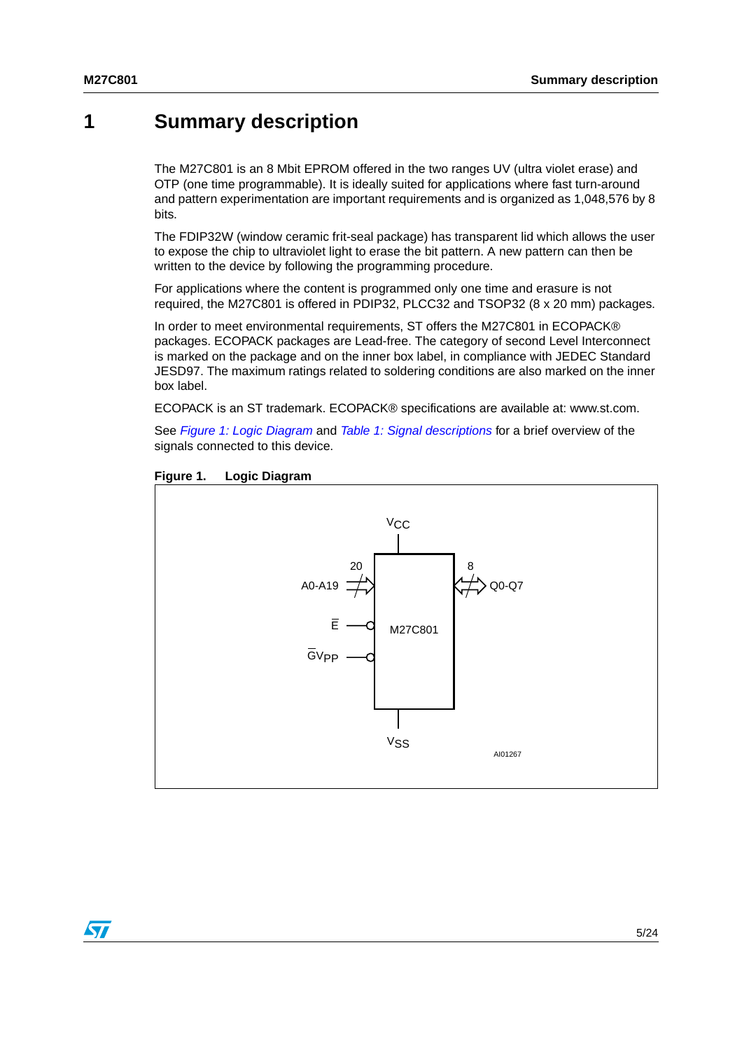# 1 Summary description

The M27C801 is an 8 Mbit EPROM offered in the two ranges UV (ultra violet erase) and OTP (one time programmable). It is ideally suited for applications where fast turn-around and pattern experimentation are important requirements and is organized as 1,048,576 by 8 bits.

The FDIP32W (window ceramic frit-seal package) has transparent lid which allows the user to expose the chip to ultraviolet light to erase the bit pattern. A new pattern can then be written to the device by following the programming procedure.

For applications where the content is programmed only one time and erasure is not required, the M27C801 is offered in PDIP32, PLCC32 and TSOP32 (8 x 20 mm) packages.

In order to meet environmental requirements, ST offers the M27C801 in ECOPACK® packages. ECOPACK packages are Lead-free. The category of second Level Interconnect is marked on the package and on the inner box label, in compliance with JEDEC Standard JESD97. The maximum ratings related to soldering conditions are also marked on the inner box label.

ECOPACK is an ST trademark. ECOPACK® specifications are available at: www.st.com.

See *Figure 1: Logic Diagram* and *Table 1: Signal descriptions* for a brief overview of the signals connected to this device.

**Figure 1. Logic Diagram**

$V_{CC}$

A0-A19 (20) → M27C801 ↔ Q0-Q7 (8)

$\overline{E}$

$\overline{G}V_{PP}$

$V_{SS}$

AI01267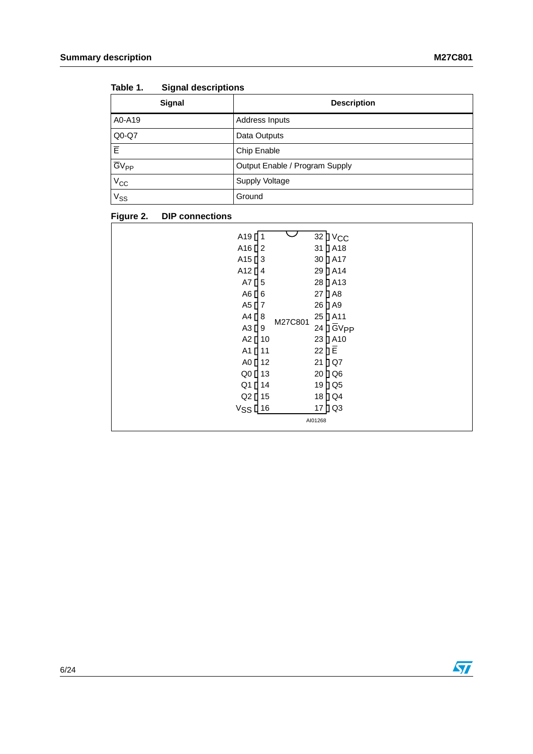Table 1. Signal descriptions

| Signal | Description |
|---|---|
| A0-A19 | Address Inputs |
| Q0-Q7 | Data Outputs |
| $\overline{E}$ | Chip Enable |
| $\overline{G}V_{PP}$ | Output Enable / Program Supply |
| $V_{CC}$ | Supply Voltage |
| $V_{SS}$ | Ground |

Figure 2. DIP connections

| Signal | Pin | | Pin | Signal |
|---|---|---|---|---|
| A19 | 1 | | 32 | $V_{CC}$ |
| A16 | 2 | | 31 | A18 |
| A15 | 3 | | 30 | A17 |
| A12 | 4 | | 29 | A14 |
| A7 | 5 | | 28 | A13 |
| A6 | 6 | | 27 | A8 |
| A5 | 7 | | 26 | A9 |
| A4 | 8 | M27C801 | 25 | A11 |
| A3 | 9 | | 24 | $\overline{G}V_{PP}$ |
| A2 | 10 | | 23 | A10 |
| A1 | 11 | | 22 | $\overline{E}$ |
| A0 | 12 | | 21 | Q7 |
| Q0 | 13 | | 20 | Q6 |
| Q1 | 14 | | 19 | Q5 |
| Q2 | 15 | | 18 | Q4 |
| $V_{SS}$ | 16 | | 17 | Q3 |

AI01268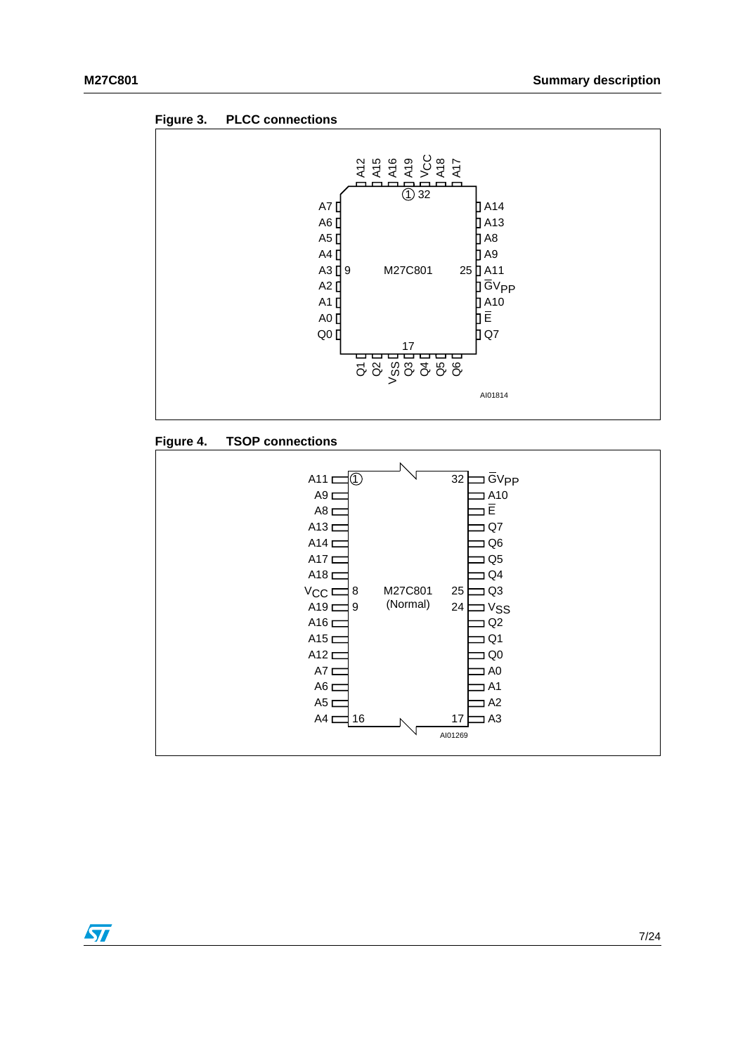**Figure 3. PLCC connections**

**Figure 4. TSOP connections**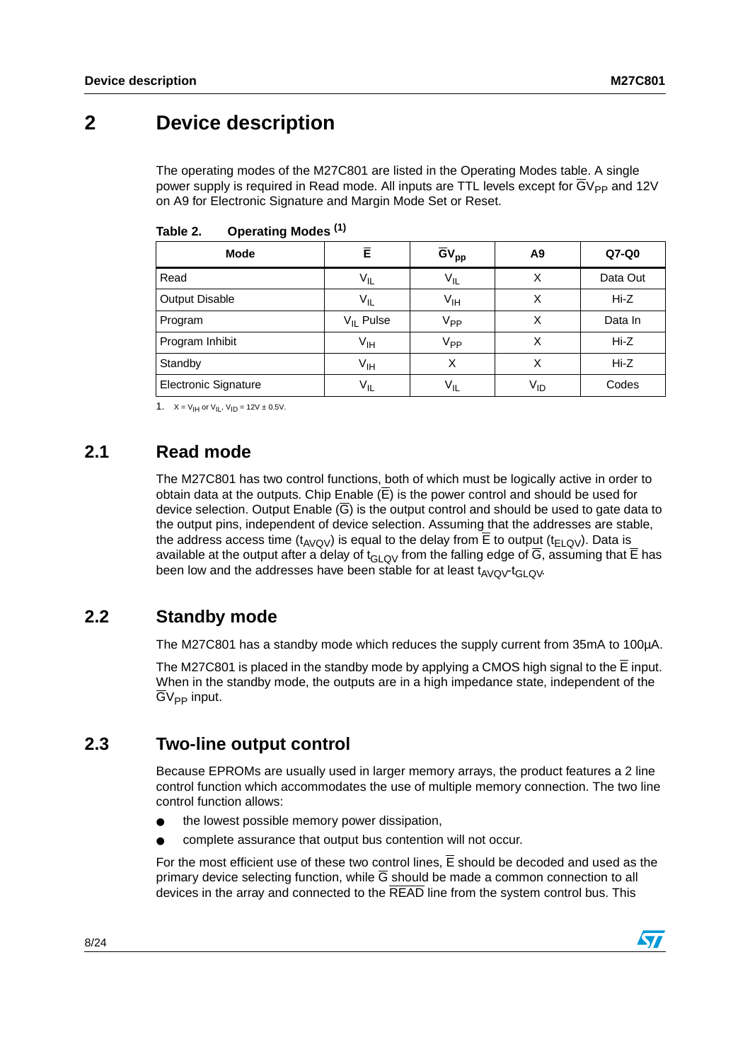# 2 Device description

The operating modes of the M27C801 are listed in the Operating Modes table. A single power supply is required in Read mode. All inputs are TTL levels except for $\overline{G}V_{PP}$ and 12V on A9 for Electronic Signature and Margin Mode Set or Reset.

**Table 2. Operating Modes [(1)]**

| Mode | $\overline{E}$ | $\overline{G}V_{pp}$ | A9 | Q7-Q0 |
|---|---|---|---|---|
| Read | $V_{IL}$ | $V_{IL}$ | X | Data Out |
| Output Disable | $V_{IL}$ | $V_{IH}$ | X | Hi-Z |
| Program | $V_{IL}$ Pulse | $V_{PP}$ | X | Data In |
| Program Inhibit | $V_{IH}$ | $V_{PP}$ | X | Hi-Z |
| Standby | $V_{IH}$ | X | X | Hi-Z |
| Electronic Signature | $V_{IL}$ | $V_{IL}$ | $V_{ID}$ | Codes |

1. X = $V_{IH}$ or $V_{IL}$, $V_{ID}$ = 12V ± 0.5V.

## 2.1 Read mode

The M27C801 has two control functions, both of which must be logically active in order to obtain data at the outputs. Chip Enable ($\overline{E}$) is the power control and should be used for device selection. Output Enable ($\overline{G}$) is the output control and should be used to gate data to the output pins, independent of device selection. Assuming that the addresses are stable, the address access time ($t_{AVQV}$) is equal to the delay from $\overline{E}$ to output ($t_{ELQV}$). Data is available at the output after a delay of $t_{GLQV}$ from the falling edge of $\overline{G}$, assuming that $\overline{E}$ has been low and the addresses have been stable for at least $t_{AVQV}$-$t_{GLQV}$.

## 2.2 Standby mode

The M27C801 has a standby mode which reduces the supply current from 35mA to 100µA.

The M27C801 is placed in the standby mode by applying a CMOS high signal to the $\overline{E}$ input. When in the standby mode, the outputs are in a high impedance state, independent of the $\overline{G}V_{PP}$ input.

## 2.3 Two-line output control

Because EPROMs are usually used in larger memory arrays, the product features a 2 line control function which accommodates the use of multiple memory connection. The two line control function allows:

- the lowest possible memory power dissipation,
- complete assurance that output bus contention will not occur.

For the most efficient use of these two control lines, $\overline{E}$ should be decoded and used as the primary device selecting function, while $\overline{G}$ should be made a common connection to all devices in the array and connected to the $\overline{\text{READ}}$ line from the system control bus. This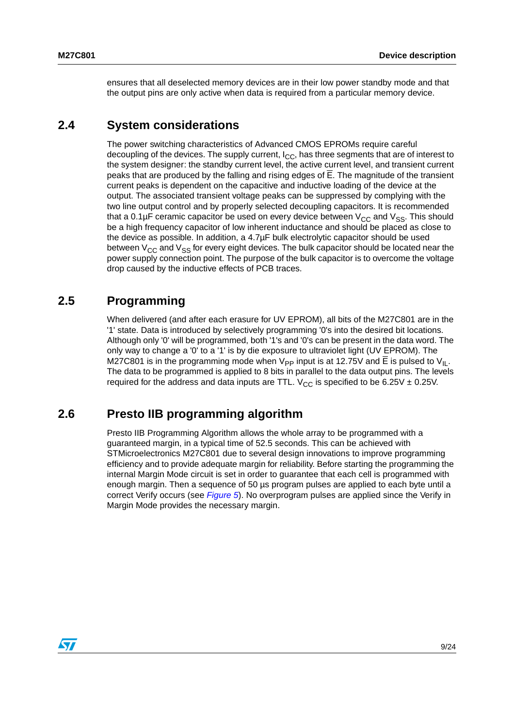ensures that all deselected memory devices are in their low power standby mode and that the output pins are only active when data is required from a particular memory device.

## 2.4 System considerations

The power switching characteristics of Advanced CMOS EPROMs require careful decoupling of the devices. The supply current, $I_{CC}$, has three segments that are of interest to the system designer: the standby current level, the active current level, and transient current peaks that are produced by the falling and rising edges of $\overline{E}$. The magnitude of the transient current peaks is dependent on the capacitive and inductive loading of the device at the output. The associated transient voltage peaks can be suppressed by complying with the two line output control and by properly selected decoupling capacitors. It is recommended that a 0.1µF ceramic capacitor be used on every device between $V_{CC}$ and $V_{SS}$. This should be a high frequency capacitor of low inherent inductance and should be placed as close to the device as possible. In addition, a 4.7µF bulk electrolytic capacitor should be used between $V_{CC}$ and $V_{SS}$ for every eight devices. The bulk capacitor should be located near the power supply connection point. The purpose of the bulk capacitor is to overcome the voltage drop caused by the inductive effects of PCB traces.

## 2.5 Programming

When delivered (and after each erasure for UV EPROM), all bits of the M27C801 are in the '1' state. Data is introduced by selectively programming '0's into the desired bit locations. Although only '0' will be programmed, both '1's and '0's can be present in the data word. The only way to change a '0' to a '1' is by die exposure to ultraviolet light (UV EPROM). The M27C801 is in the programming mode when $V_{PP}$ input is at 12.75V and $\overline{E}$ is pulsed to $V_{IL}$. The data to be programmed is applied to 8 bits in parallel to the data output pins. The levels required for the address and data inputs are TTL. $V_{CC}$ is specified to be 6.25V ± 0.25V.

## 2.6 Presto IIB programming algorithm

Presto IIB Programming Algorithm allows the whole array to be programmed with a guaranteed margin, in a typical time of 52.5 seconds. This can be achieved with STMicroelectronics M27C801 due to several design innovations to improve programming efficiency and to provide adequate margin for reliability. Before starting the programming the internal Margin Mode circuit is set in order to guarantee that each cell is programmed with enough margin. Then a sequence of 50 µs program pulses are applied to each byte until a correct Verify occurs (see *Figure 5*). No overprogram pulses are applied since the Verify in Margin Mode provides the necessary margin.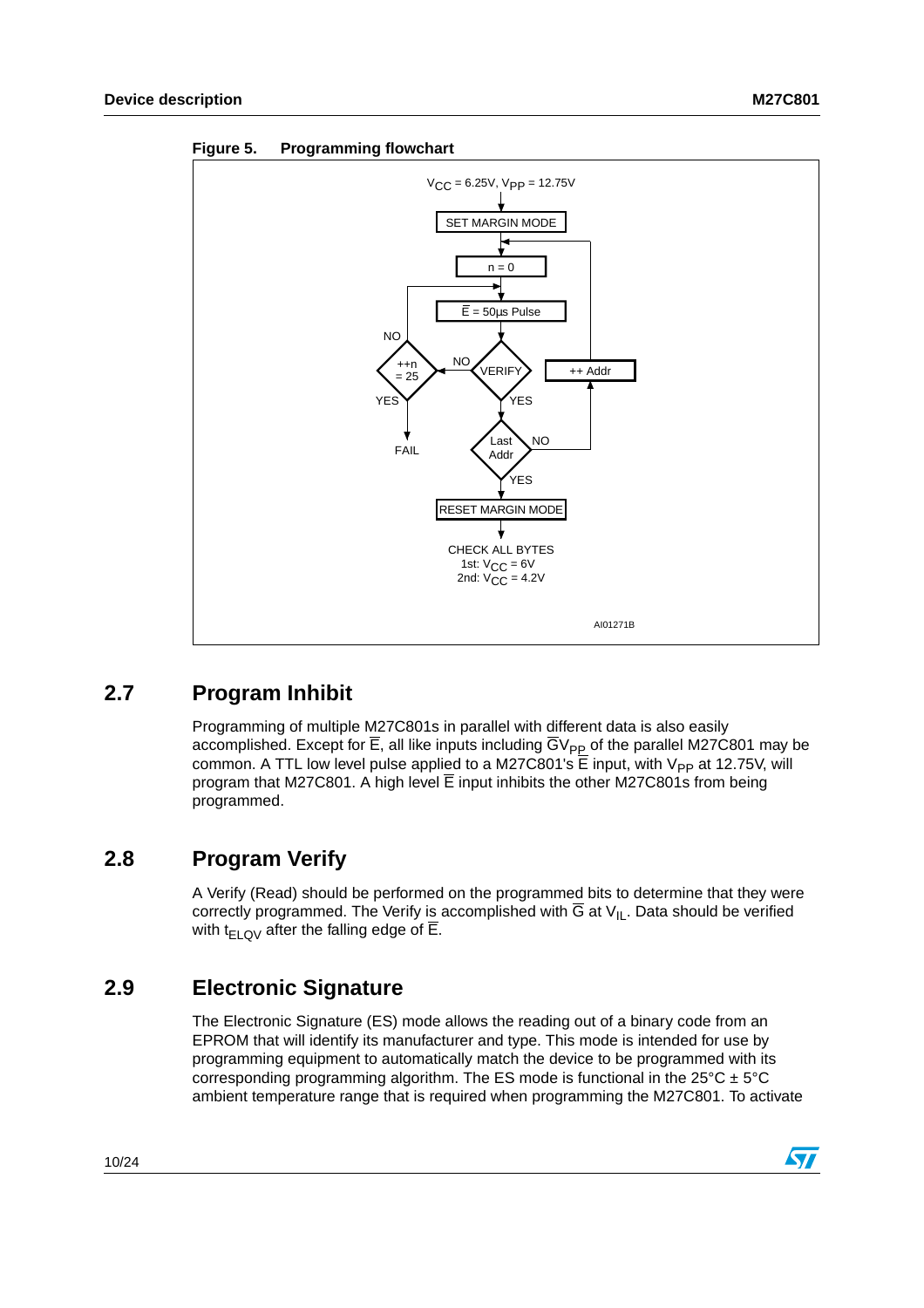**Figure 5. Programming flowchart**

$V_{CC}$ = 6.25V, $V_{PP}$ = 12.75V

SET MARGIN MODE

n = 0

$\overline{E}$ = 50µs Pulse

VERIFY — NO → ++n = 25 (NO → back to pulse; YES → FAIL)

VERIFY — YES → Last Addr (NO → ++ Addr → n = 0; YES → RESET MARGIN MODE)

CHECK ALL BYTES
1st: $V_{CC}$ = 6V
2nd: $V_{CC}$ = 4.2V

AI01271B

## 2.7 Program Inhibit

Programming of multiple M27C801s in parallel with different data is also easily accomplished. Except for $\overline{E}$, all like inputs including $\overline{G}V_{PP}$ of the parallel M27C801 may be common. A TTL low level pulse applied to a M27C801's $\overline{E}$ input, with $V_{PP}$ at 12.75V, will program that M27C801. A high level $\overline{E}$ input inhibits the other M27C801s from being programmed.

## 2.8 Program Verify

A Verify (Read) should be performed on the programmed bits to determine that they were correctly programmed. The Verify is accomplished with $\overline{G}$ at $V_{IL}$. Data should be verified with $t_{ELQV}$ after the falling edge of $\overline{E}$.

## 2.9 Electronic Signature

The Electronic Signature (ES) mode allows the reading out of a binary code from an EPROM that will identify its manufacturer and type. This mode is intended for use by programming equipment to automatically match the device to be programmed with its corresponding programming algorithm. The ES mode is functional in the 25°C ± 5°C ambient temperature range that is required when programming the M27C801. To activate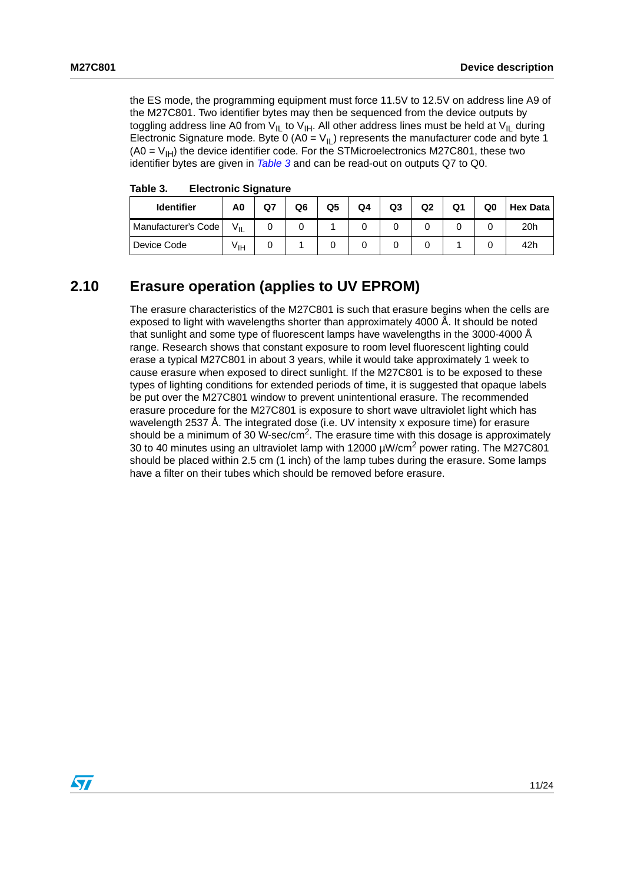the ES mode, the programming equipment must force 11.5V to 12.5V on address line A9 of the M27C801. Two identifier bytes may then be sequenced from the device outputs by toggling address line A0 from $V_{IL}$ to $V_{IH}$. All other address lines must be held at $V_{IL}$ during Electronic Signature mode. Byte 0 (A0 = $V_{IL}$) represents the manufacturer code and byte 1 (A0 = $V_{IH}$) the device identifier code. For the STMicroelectronics M27C801, these two identifier bytes are given in *Table 3* and can be read-out on outputs Q7 to Q0.

**Table 3. Electronic Signature**

| Identifier | A0 | Q7 | Q6 | Q5 | Q4 | Q3 | Q2 | Q1 | Q0 | Hex Data |
|---|---|---|---|---|---|---|---|---|---|---|
| Manufacturer's Code | $V_{IL}$ | 0 | 0 | 1 | 0 | 0 | 0 | 0 | 0 | 20h |
| Device Code | $V_{IH}$ | 0 | 1 | 0 | 0 | 0 | 0 | 1 | 0 | 42h |

## 2.10 Erasure operation (applies to UV EPROM)

The erasure characteristics of the M27C801 is such that erasure begins when the cells are exposed to light with wavelengths shorter than approximately 4000 Å. It should be noted that sunlight and some type of fluorescent lamps have wavelengths in the 3000-4000 Å range. Research shows that constant exposure to room level fluorescent lighting could erase a typical M27C801 in about 3 years, while it would take approximately 1 week to cause erasure when exposed to direct sunlight. If the M27C801 is to be exposed to these types of lighting conditions for extended periods of time, it is suggested that opaque labels be put over the M27C801 window to prevent unintentional erasure. The recommended erasure procedure for the M27C801 is exposure to short wave ultraviolet light which has wavelength 2537 Å. The integrated dose (i.e. UV intensity x exposure time) for erasure should be a minimum of 30 W-sec/$cm^2$. The erasure time with this dosage is approximately 30 to 40 minutes using an ultraviolet lamp with 12000 µW/$cm^2$ power rating. The M27C801 should be placed within 2.5 cm (1 inch) of the lamp tubes during the erasure. Some lamps have a filter on their tubes which should be removed before erasure.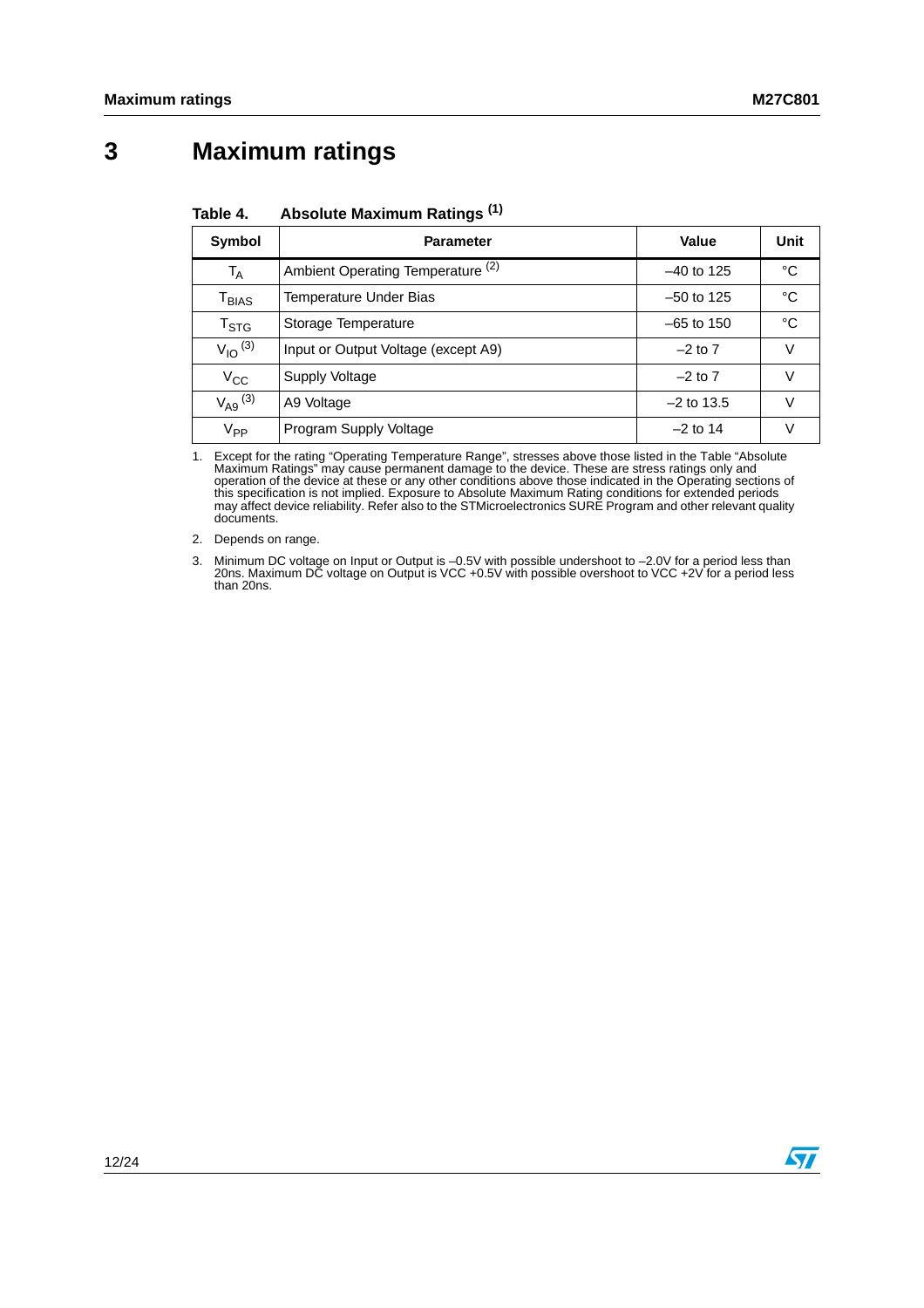# 3 Maximum ratings

**Table 4. Absolute Maximum Ratings [(1)]**

| Symbol | Parameter | Value | Unit |
|---|---|---|---|
| $T_A$ | Ambient Operating Temperature [(2)] | –40 to 125 | °C |
| $T_{BIAS}$ | Temperature Under Bias | –50 to 125 | °C |
| $T_{STG}$ | Storage Temperature | –65 to 150 | °C |
| $V_{IO}$ [(3)] | Input or Output Voltage (except A9) | –2 to 7 | V |
| $V_{CC}$ | Supply Voltage | –2 to 7 | V |
| $V_{A9}$ [(3)] | A9 Voltage | –2 to 13.5 | V |
| $V_{PP}$ | Program Supply Voltage | –2 to 14 | V |

1. Except for the rating “Operating Temperature Range”, stresses above those listed in the Table “Absolute Maximum Ratings” may cause permanent damage to the device. These are stress ratings only and operation of the device at these or any other conditions above those indicated in the Operating sections of this specification is not implied. Exposure to Absolute Maximum Rating conditions for extended periods may affect device reliability. Refer also to the STMicroelectronics SURE Program and other relevant quality documents.
2. Depends on range.
3. Minimum DC voltage on Input or Output is –0.5V with possible undershoot to –2.0V for a period less than 20ns. Maximum DC voltage on Output is VCC +0.5V with possible overshoot to VCC +2V for a period less than 20ns.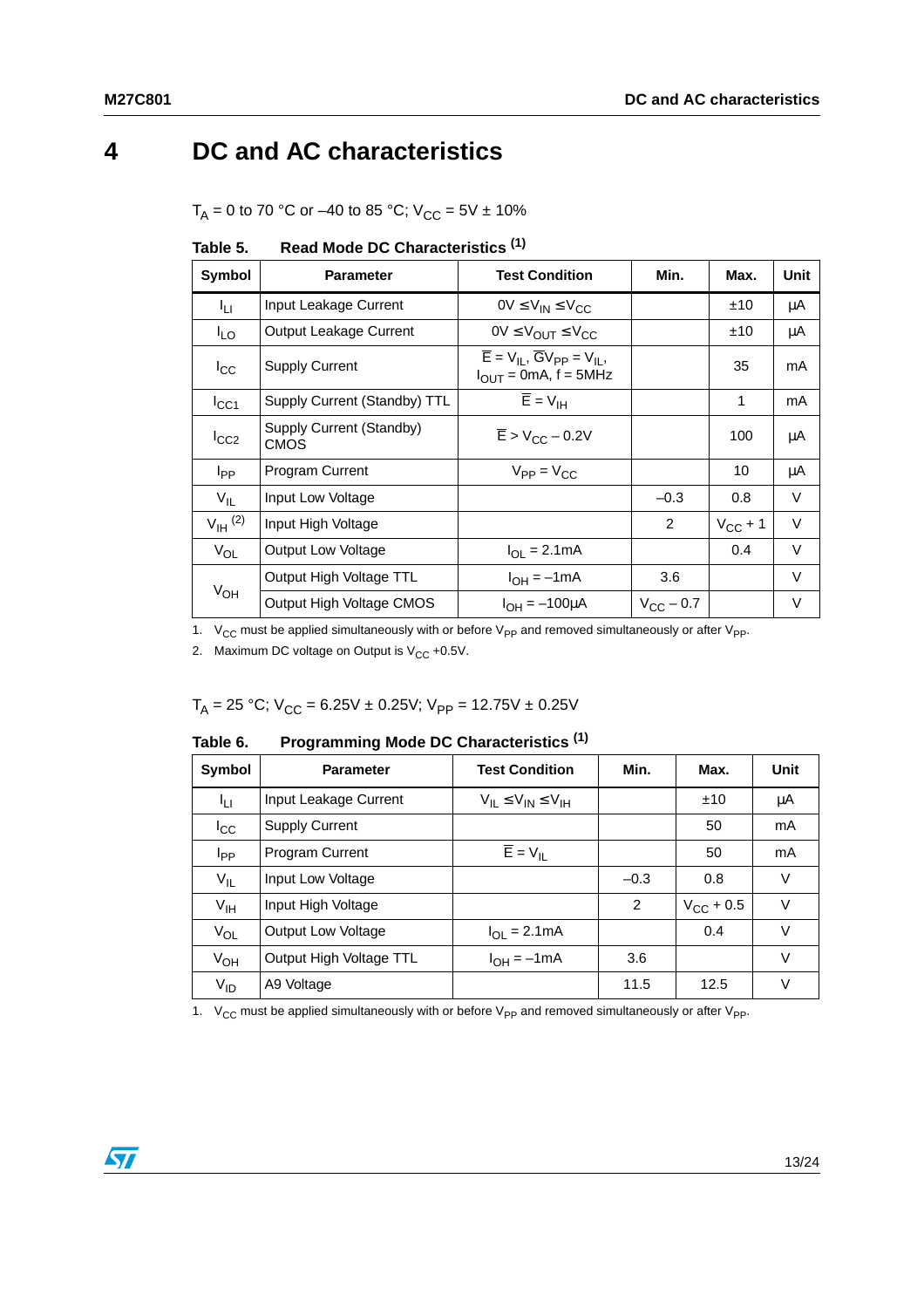# 4 DC and AC characteristics

$T_A$ = 0 to 70 °C or –40 to 85 °C; $V_{CC}$ = 5V ± 10%

**Table 5. Read Mode DC Characteristics (1)**

| Symbol | Parameter | Test Condition | Min. | Max. | Unit |
|---|---|---|---|---|---|
| $I_{LI}$ | Input Leakage Current | $0V \leq V_{IN} \leq V_{CC}$ | | ±10 | µA |
| $I_{LO}$ | Output Leakage Current | $0V \leq V_{OUT} \leq V_{CC}$ | | ±10 | µA |
| $I_{CC}$ | Supply Current | $\overline{E} = V_{IL}$, $\overline{G}V_{PP} = V_{IL}$, $I_{OUT}$ = 0mA, f = 5MHz | | 35 | mA |
| $I_{CC1}$ | Supply Current (Standby) TTL | $\overline{E} = V_{IH}$ | | 1 | mA |
| $I_{CC2}$ | Supply Current (Standby) CMOS | $\overline{E} > V_{CC} - 0.2V$ | | 100 | µA |
| $I_{PP}$ | Program Current | $V_{PP} = V_{CC}$ | | 10 | µA |
| $V_{IL}$ | Input Low Voltage | | –0.3 | 0.8 | V |
| $V_{IH}$ (2) | Input High Voltage | | 2 | $V_{CC}$ + 1 | V |
| $V_{OL}$ | Output Low Voltage | $I_{OL}$ = 2.1mA | | 0.4 | V |
| $V_{OH}$ | Output High Voltage TTL | $I_{OH}$ = –1mA | 3.6 | | V |
| | Output High Voltage CMOS | $I_{OH}$ = –100µA | $V_{CC}$ – 0.7 | | V |

1. $V_{CC}$ must be applied simultaneously with or before $V_{PP}$ and removed simultaneously or after $V_{PP}$.
2. Maximum DC voltage on Output is $V_{CC}$ +0.5V.

$T_A$ = 25 °C; $V_{CC}$ = 6.25V ± 0.25V; $V_{PP}$ = 12.75V ± 0.25V

**Table 6. Programming Mode DC Characteristics (1)**

| Symbol | Parameter | Test Condition | Min. | Max. | Unit |
|---|---|---|---|---|---|
| $I_{LI}$ | Input Leakage Current | $V_{IL} \leq V_{IN} \leq V_{IH}$ | | ±10 | µA |
| $I_{CC}$ | Supply Current | | | 50 | mA |
| $I_{PP}$ | Program Current | $\overline{E} = V_{IL}$ | | 50 | mA |
| $V_{IL}$ | Input Low Voltage | | –0.3 | 0.8 | V |
| $V_{IH}$ | Input High Voltage | | 2 | $V_{CC}$ + 0.5 | V |
| $V_{OL}$ | Output Low Voltage | $I_{OL}$ = 2.1mA | | 0.4 | V |
| $V_{OH}$ | Output High Voltage TTL | $I_{OH}$ = –1mA | 3.6 | | V |
| $V_{ID}$ | A9 Voltage | | 11.5 | 12.5 | V |

1. $V_{CC}$ must be applied simultaneously with or before $V_{PP}$ and removed simultaneously or after $V_{PP}$.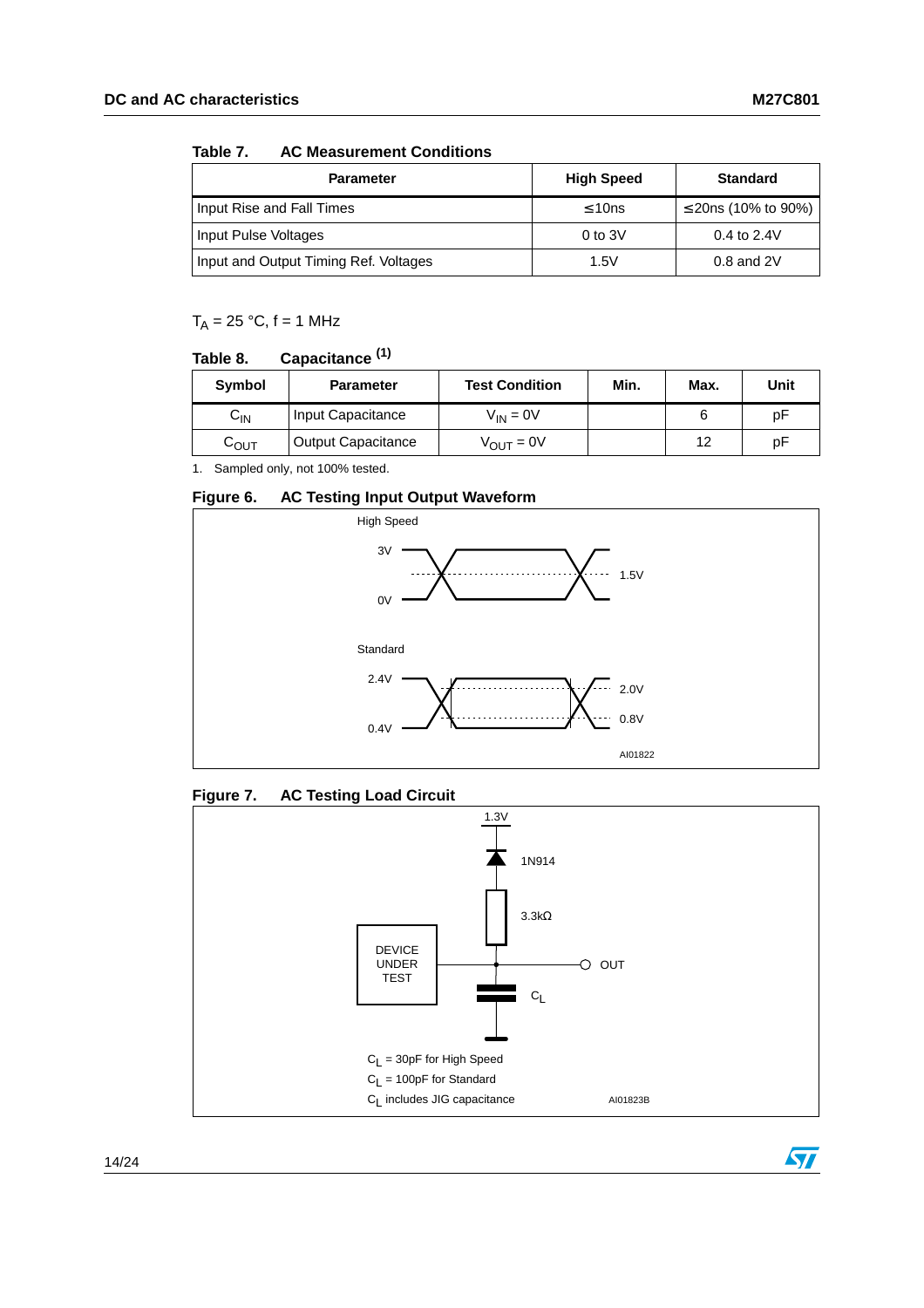**Table 7. AC Measurement Conditions**

| Parameter | High Speed | Standard |
|---|---|---|
| Input Rise and Fall Times | ≤10ns | ≤20ns (10% to 90%) |
| Input Pulse Voltages | 0 to 3V | 0.4 to 2.4V |
| Input and Output Timing Ref. Voltages | 1.5V | 0.8 and 2V |

$T_A$ = 25 °C, f = 1 MHz

**Table 8. Capacitance** [(1)]

| Symbol | Parameter | Test Condition | Min. | Max. | Unit |
|---|---|---|---|---|---|
| $C_{IN}$ | Input Capacitance | $V_{IN}$ = 0V | | 6 | pF |
| $C_{OUT}$ | Output Capacitance | $V_{OUT}$ = 0V | | 12 | pF |

1. Sampled only, not 100% tested.

**Figure 6. AC Testing Input Output Waveform**

High Speed

3V

1.5V

0V

Standard

2.4V

2.0V

0.8V

0.4V

AI01822

**Figure 7. AC Testing Load Circuit**

1.3V

1N914

3.3kΩ

DEVICE UNDER TEST

OUT

$C_L$

$C_L$ = 30pF for High Speed

$C_L$ = 100pF for Standard

$C_L$ includes JIG capacitance

AI01823B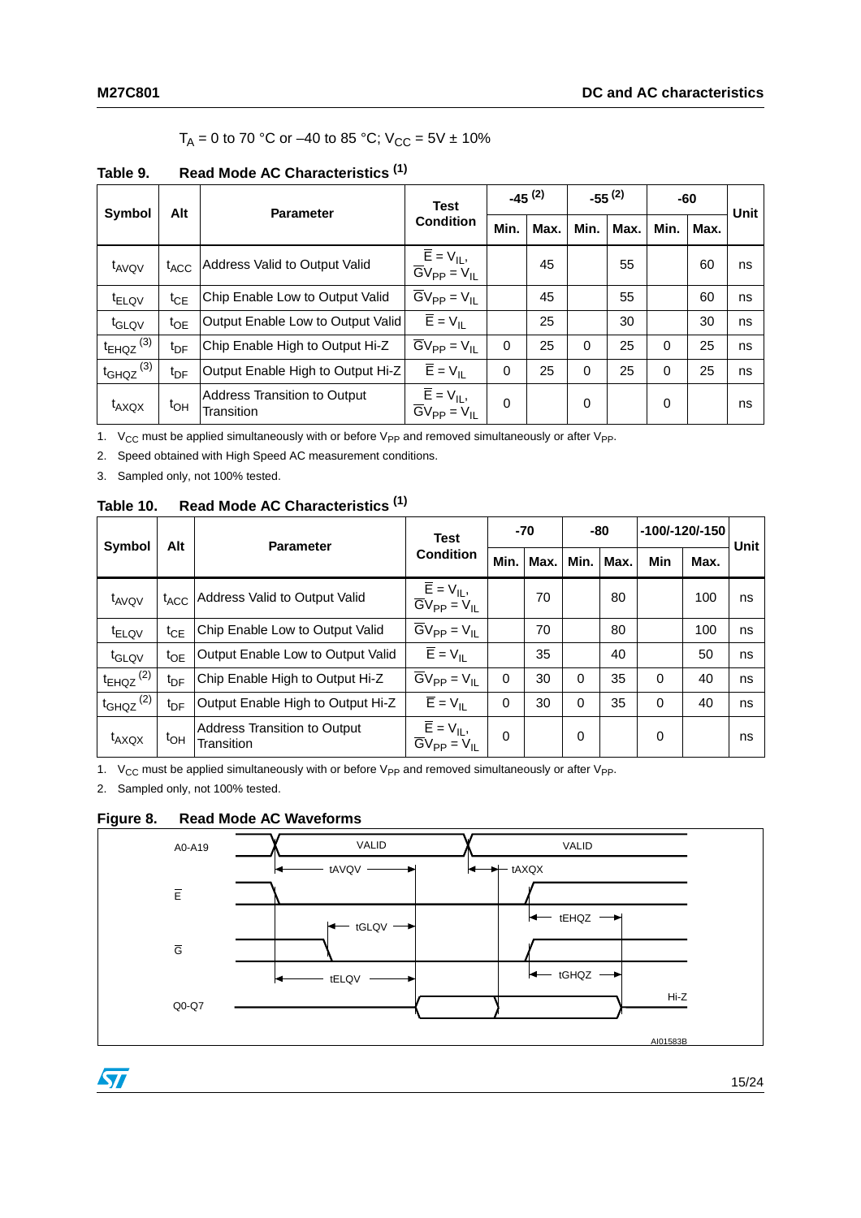$T_A$ = 0 to 70 °C or –40 to 85 °C; $V_{CC}$ = 5V ± 10%

**Table 9. Read Mode AC Characteristics [1]**

| Symbol | Alt | Parameter | Test Condition | -45 [2] | | -55 [2] | | -60 | | Unit |
|---|---|---|---|---|---|---|---|---|---|---|
| | | | | Min. | Max. | Min. | Max. | Min. | Max. | |
| $t_{AVQV}$ | $t_{ACC}$ | Address Valid to Output Valid | $\overline{E} = V_{IL}$, $\overline{G}V_{PP} = V_{IL}$ | | 45 | | 55 | | 60 | ns |
| $t_{ELQV}$ | $t_{CE}$ | Chip Enable Low to Output Valid | $\overline{G}V_{PP} = V_{IL}$ | | 45 | | 55 | | 60 | ns |
| $t_{GLQV}$ | $t_{OE}$ | Output Enable Low to Output Valid | $\overline{E} = V_{IL}$ | | 25 | | 30 | | 30 | ns |
| $t_{EHQZ}$ [3] | $t_{DF}$ | Chip Enable High to Output Hi-Z | $\overline{G}V_{PP} = V_{IL}$ | 0 | 25 | 0 | 25 | 0 | 25 | ns |
| $t_{GHQZ}$ [3] | $t_{DF}$ | Output Enable High to Output Hi-Z | $\overline{E} = V_{IL}$ | 0 | 25 | 0 | 25 | 0 | 25 | ns |
| $t_{AXQX}$ | $t_{OH}$ | Address Transition to Output Transition | $\overline{E} = V_{IL}$, $\overline{G}V_{PP} = V_{IL}$ | 0 | | 0 | | 0 | | ns |

1. $V_{CC}$ must be applied simultaneously with or before $V_{PP}$ and removed simultaneously or after $V_{PP}$.
2. Speed obtained with High Speed AC measurement conditions.
3. Sampled only, not 100% tested.

**Table 10. Read Mode AC Characteristics [1]**

| Symbol | Alt | Parameter | Test Condition | -70 | | -80 | | -100/-120/-150 | | Unit |
|---|---|---|---|---|---|---|---|---|---|---|
| | | | | Min. | Max. | Min. | Max. | Min | Max. | |
| $t_{AVQV}$ | $t_{ACC}$ | Address Valid to Output Valid | $\overline{E} = V_{IL}$, $\overline{G}V_{PP} = V_{IL}$ | | 70 | | 80 | | 100 | ns |
| $t_{ELQV}$ | $t_{CE}$ | Chip Enable Low to Output Valid | $\overline{G}V_{PP} = V_{IL}$ | | 70 | | 80 | | 100 | ns |
| $t_{GLQV}$ | $t_{OE}$ | Output Enable Low to Output Valid | $\overline{E} = V_{IL}$ | | 35 | | 40 | | 50 | ns |
| $t_{EHQZ}$ [2] | $t_{DF}$ | Chip Enable High to Output Hi-Z | $\overline{G}V_{PP} = V_{IL}$ | 0 | 30 | 0 | 35 | 0 | 40 | ns |
| $t_{GHQZ}$ [2] | $t_{DF}$ | Output Enable High to Output Hi-Z | $\overline{E} = V_{IL}$ | 0 | 30 | 0 | 35 | 0 | 40 | ns |
| $t_{AXQX}$ | $t_{OH}$ | Address Transition to Output Transition | $\overline{E} = V_{IL}$, $\overline{G}V_{PP} = V_{IL}$ | 0 | | 0 | | 0 | | ns |

1. $V_{CC}$ must be applied simultaneously with or before $V_{PP}$ and removed simultaneously or after $V_{PP}$.
2. Sampled only, not 100% tested.

**Figure 8. Read Mode AC Waveforms**

A0-A19 VALID VALID tAVQV tAXQX $\overline{E}$ tEHQZ tGLQV $\overline{G}$ tGHQZ tELQV Hi-Z Q0-Q7 AI01583B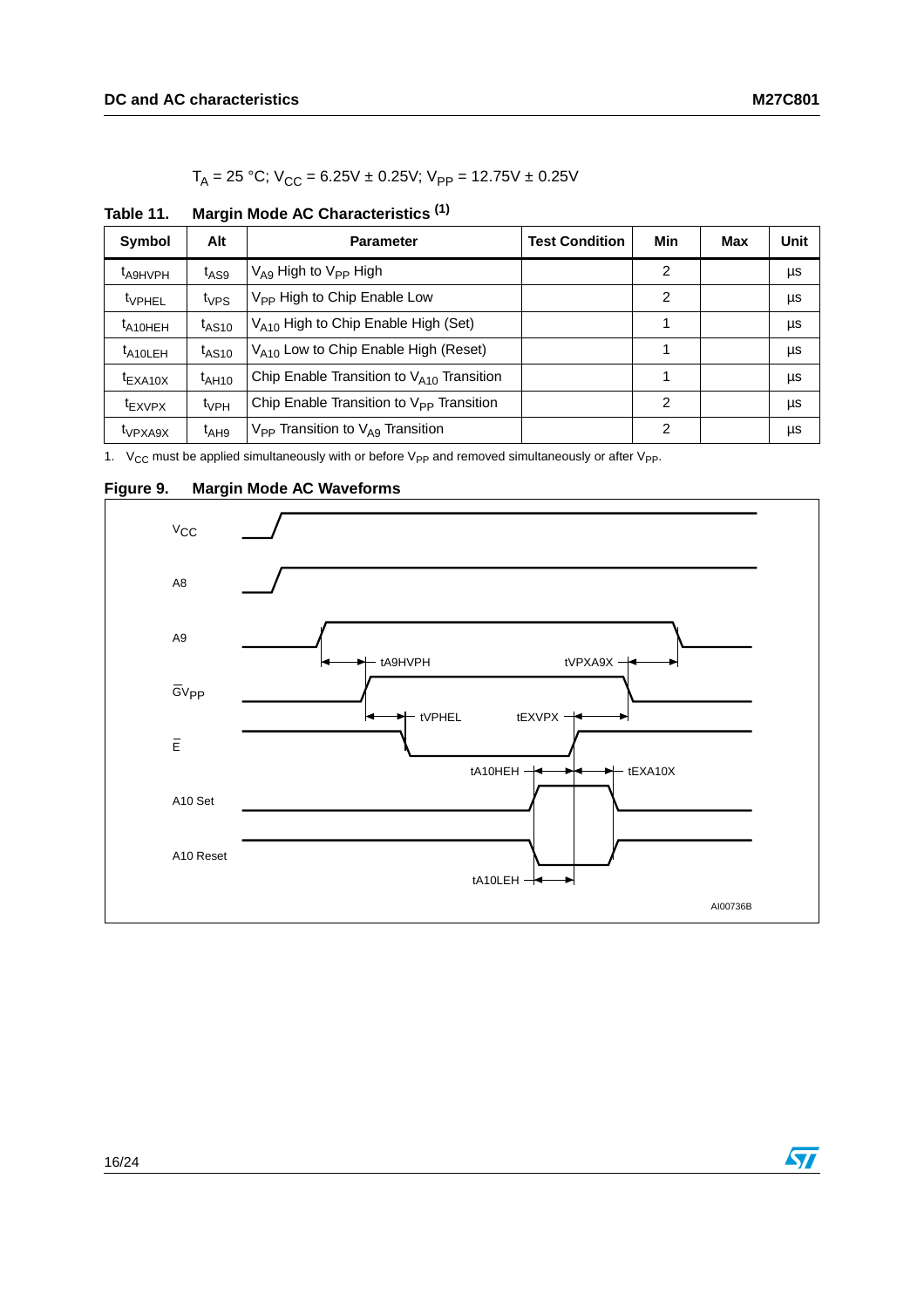$T_A$ = 25 °C; $V_{CC}$ = 6.25V ± 0.25V; $V_{PP}$ = 12.75V ± 0.25V

**Table 11. Margin Mode AC Characteristics [1]**

| Symbol | Alt | Parameter | Test Condition | Min | Max | Unit |
|---|---|---|---|---|---|---|
| $t_{A9HVPH}$ | $t_{AS9}$ | $V_{A9}$ High to $V_{PP}$ High | | 2 | | µs |
| $t_{VPHEL}$ | $t_{VPS}$ | $V_{PP}$ High to Chip Enable Low | | 2 | | µs |
| $t_{A10HEH}$ | $t_{AS10}$ | $V_{A10}$ High to Chip Enable High (Set) | | 1 | | µs |
| $t_{A10LEH}$ | $t_{AS10}$ | $V_{A10}$ Low to Chip Enable High (Reset) | | 1 | | µs |
| $t_{EXA10X}$ | $t_{AH10}$ | Chip Enable Transition to $V_{A10}$ Transition | | 1 | | µs |
| $t_{EXVPX}$ | $t_{VPH}$ | Chip Enable Transition to $V_{PP}$ Transition | | 2 | | µs |
| $t_{VPXA9X}$ | $t_{AH9}$ | $V_{PP}$ Transition to $V_{A9}$ Transition | | 2 | | µs |

1. $V_{CC}$ must be applied simultaneously with or before $V_{PP}$ and removed simultaneously or after $V_{PP}$.

**Figure 9. Margin Mode AC Waveforms**

VCC, A8, A9, $\overline{G}V_{PP}$, $\overline{E}$, A10 Set, A10 Reset

tA9HVPH, tVPXA9X, tVPHEL, tEXVPX, tA10HEH, tEXA10X, tA10LEH

AI00736B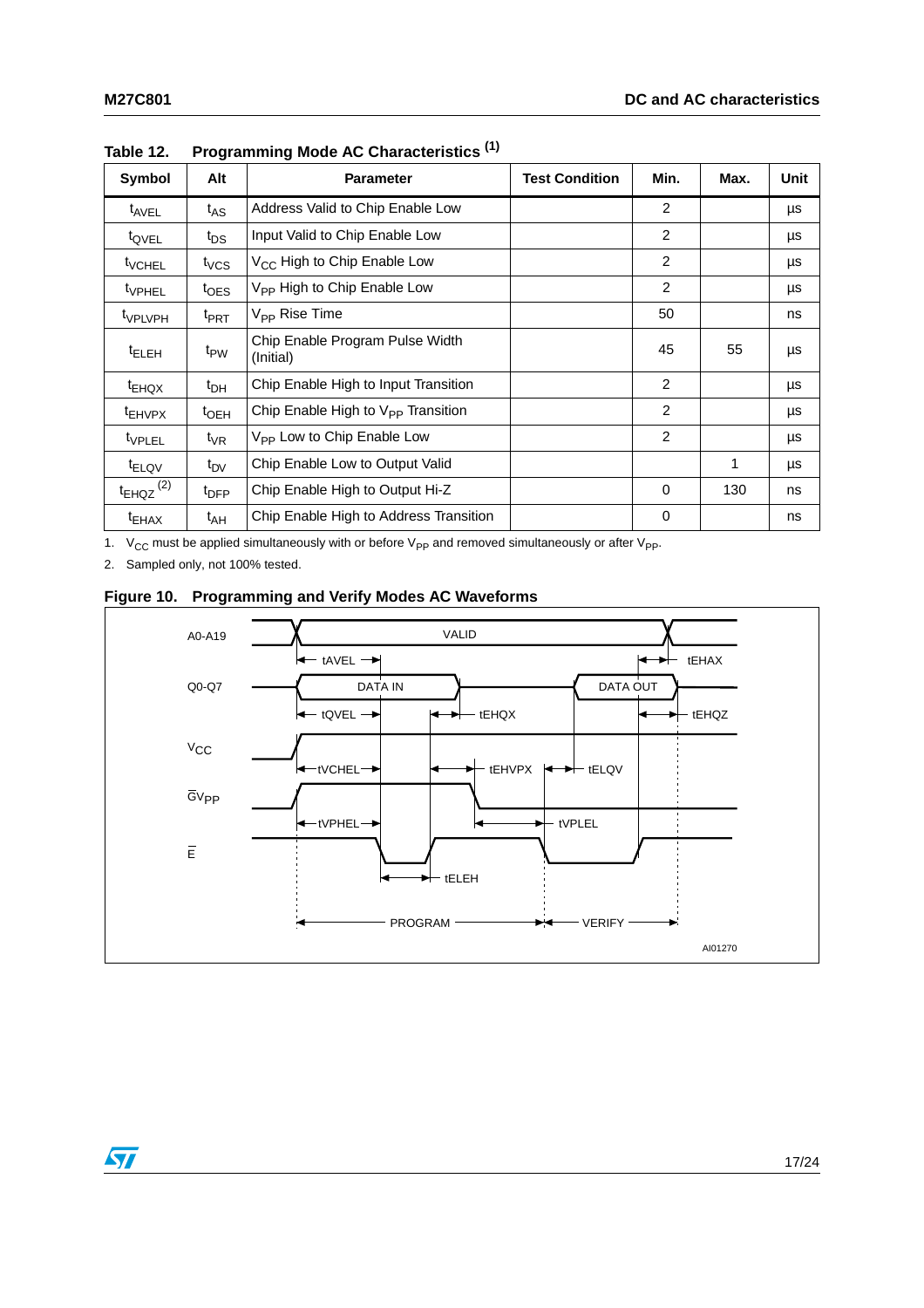**Table 12. Programming Mode AC Characteristics [(1)]**

| Symbol | Alt | Parameter | Test Condition | Min. | Max. | Unit |
|---|---|---|---|---|---|---|
| $t_{AVEL}$ | $t_{AS}$ | Address Valid to Chip Enable Low | | 2 | | µs |
| $t_{QVEL}$ | $t_{DS}$ | Input Valid to Chip Enable Low | | 2 | | µs |
| $t_{VCHEL}$ | $t_{VCS}$ | $V_{CC}$ High to Chip Enable Low | | 2 | | µs |
| $t_{VPHEL}$ | $t_{OES}$ | $V_{PP}$ High to Chip Enable Low | | 2 | | µs |
| $t_{VPLVPH}$ | $t_{PRT}$ | $V_{PP}$ Rise Time | | 50 | | ns |
| $t_{ELEH}$ | $t_{PW}$ | Chip Enable Program Pulse Width (Initial) | | 45 | 55 | µs |
| $t_{EHQX}$ | $t_{DH}$ | Chip Enable High to Input Transition | | 2 | | µs |
| $t_{EHVPX}$ | $t_{OEH}$ | Chip Enable High to $V_{PP}$ Transition | | 2 | | µs |
| $t_{VPLEL}$ | $t_{VR}$ | $V_{PP}$ Low to Chip Enable Low | | 2 | | µs |
| $t_{ELQV}$ | $t_{DV}$ | Chip Enable Low to Output Valid | | | 1 | µs |
| $t_{EHQZ}$ [(2)] | $t_{DFP}$ | Chip Enable High to Output Hi-Z | | 0 | 130 | ns |
| $t_{EHAX}$ | $t_{AH}$ | Chip Enable High to Address Transition | | 0 | | ns |

1. $V_{CC}$ must be applied simultaneously with or before $V_{PP}$ and removed simultaneously or after $V_{PP}$.
2. Sampled only, not 100% tested.

**Figure 10. Programming and Verify Modes AC Waveforms**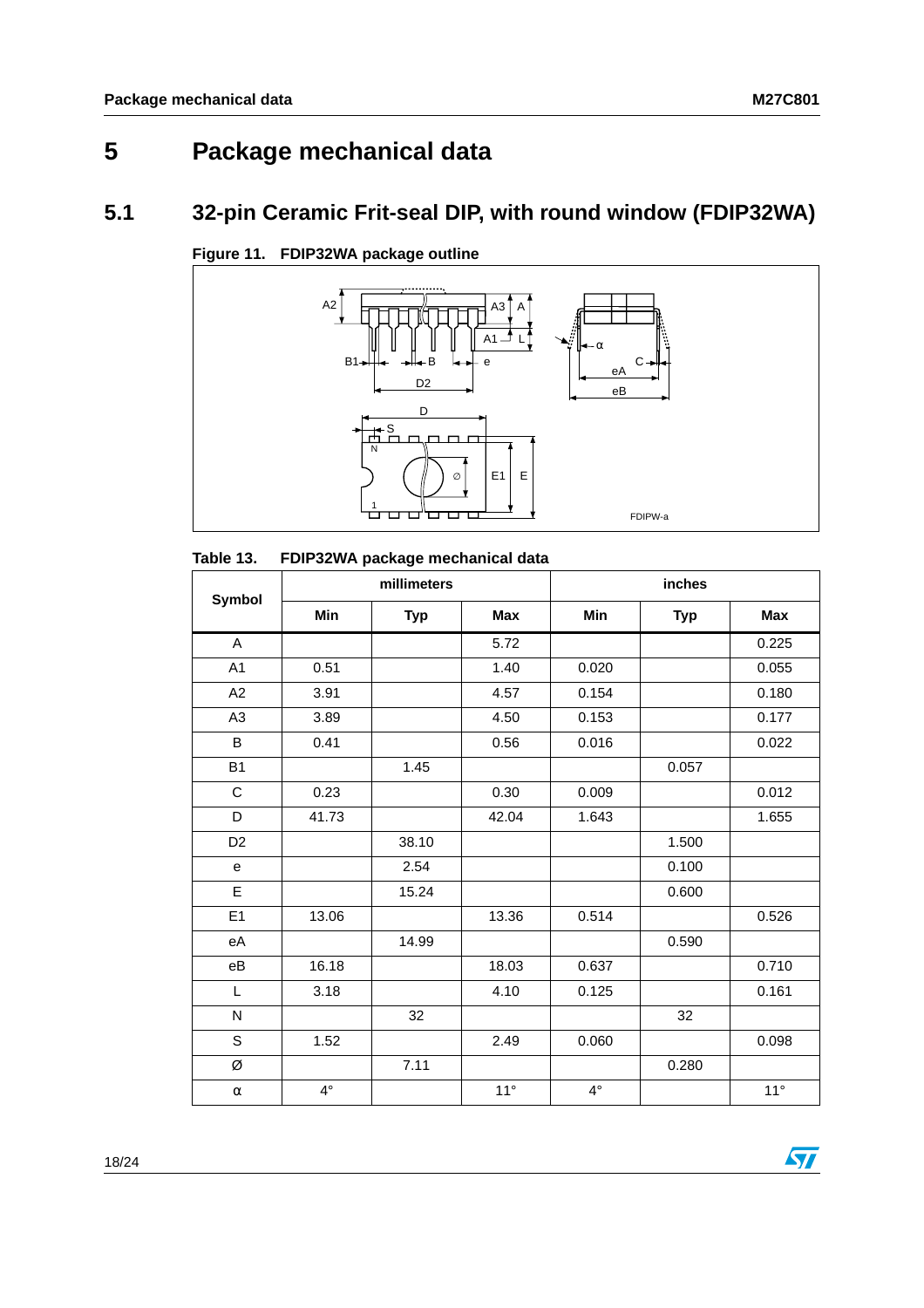# 5 Package mechanical data

## 5.1 32-pin Ceramic Frit-seal DIP, with round window (FDIP32WA)

**Figure 11. FDIP32WA package outline**

**Table 13. FDIP32WA package mechanical data**

| Symbol | millimeters | | | inches | | |
|---|---|---|---|---|---|---|
| | Min | Typ | Max | Min | Typ | Max |
| A | | | 5.72 | | | 0.225 |
| A1 | 0.51 | | 1.40 | 0.020 | | 0.055 |
| A2 | 3.91 | | 4.57 | 0.154 | | 0.180 |
| A3 | 3.89 | | 4.50 | 0.153 | | 0.177 |
| B | 0.41 | | 0.56 | 0.016 | | 0.022 |
| B1 | | 1.45 | | | 0.057 | |
| C | 0.23 | | 0.30 | 0.009 | | 0.012 |
| D | 41.73 | | 42.04 | 1.643 | | 1.655 |
| D2 | | 38.10 | | | 1.500 | |
| e | | 2.54 | | | 0.100 | |
| E | | 15.24 | | | 0.600 | |
| E1 | 13.06 | | 13.36 | 0.514 | | 0.526 |
| eA | | 14.99 | | | 0.590 | |
| eB | 16.18 | | 18.03 | 0.637 | | 0.710 |
| L | 3.18 | | 4.10 | 0.125 | | 0.161 |
| N | | 32 | | | 32 | |
| S | 1.52 | | 2.49 | 0.060 | | 0.098 |
| Ø | | 7.11 | | | 0.280 | |
| α | 4° | | 11° | 4° | | 11° |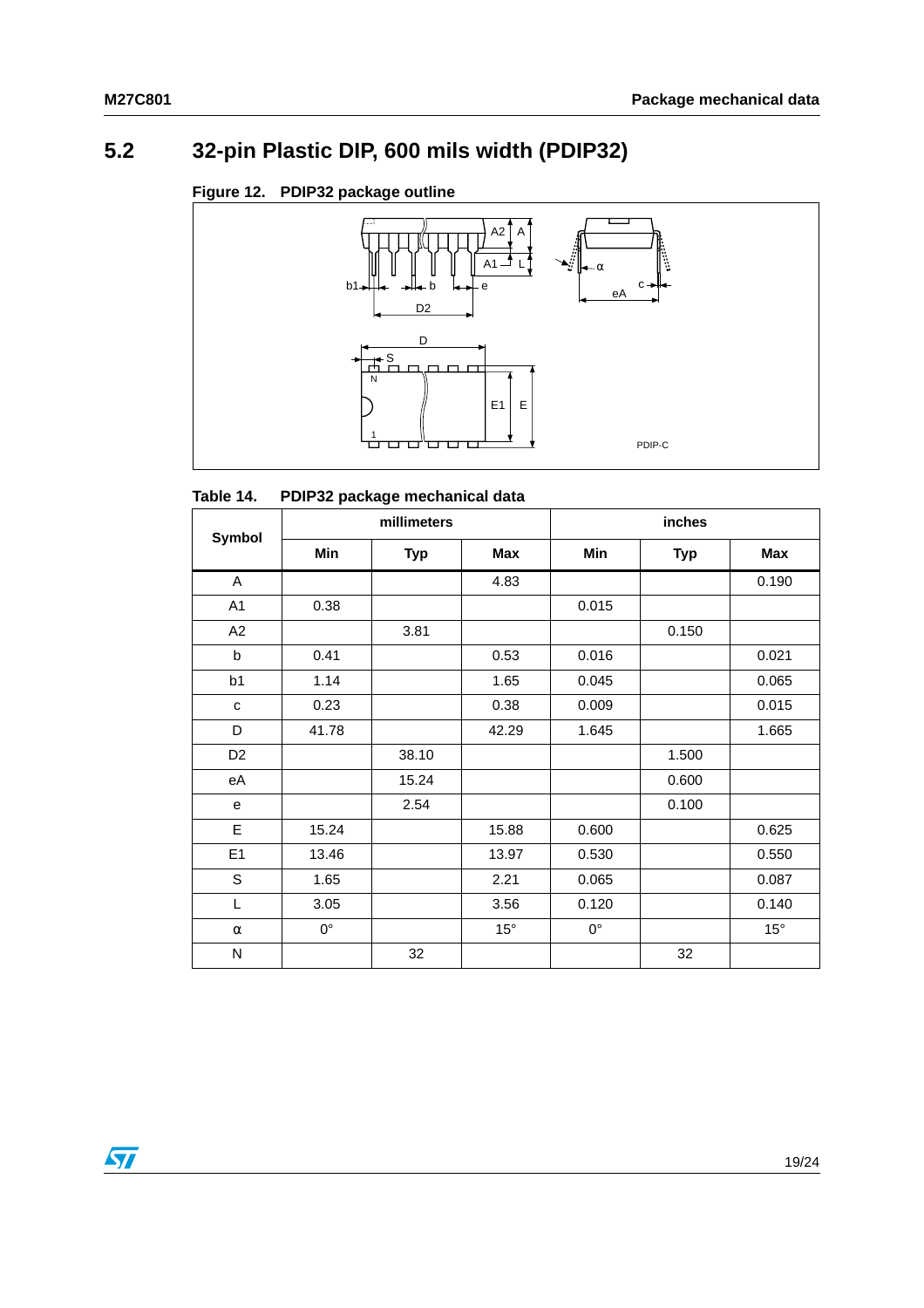## 5.2 32-pin Plastic DIP, 600 mils width (PDIP32)

**Figure 12. PDIP32 package outline**

**Table 14. PDIP32 package mechanical data**

| Symbol | millimeters | | | inches | | |
|---|---|---|---|---|---|---|
| | Min | Typ | Max | Min | Typ | Max |
| A | | | 4.83 | | | 0.190 |
| A1 | 0.38 | | | 0.015 | | |
| A2 | | 3.81 | | | 0.150 | |
| b | 0.41 | | 0.53 | 0.016 | | 0.021 |
| b1 | 1.14 | | 1.65 | 0.045 | | 0.065 |
| c | 0.23 | | 0.38 | 0.009 | | 0.015 |
| D | 41.78 | | 42.29 | 1.645 | | 1.665 |
| D2 | | 38.10 | | | 1.500 | |
| eA | | 15.24 | | | 0.600 | |
| e | | 2.54 | | | 0.100 | |
| E | 15.24 | | 15.88 | 0.600 | | 0.625 |
| E1 | 13.46 | | 13.97 | 0.530 | | 0.550 |
| S | 1.65 | | 2.21 | 0.065 | | 0.087 |
| L | 3.05 | | 3.56 | 0.120 | | 0.140 |
| α | 0° | | 15° | 0° | | 15° |
| N | | 32 | | | 32 | |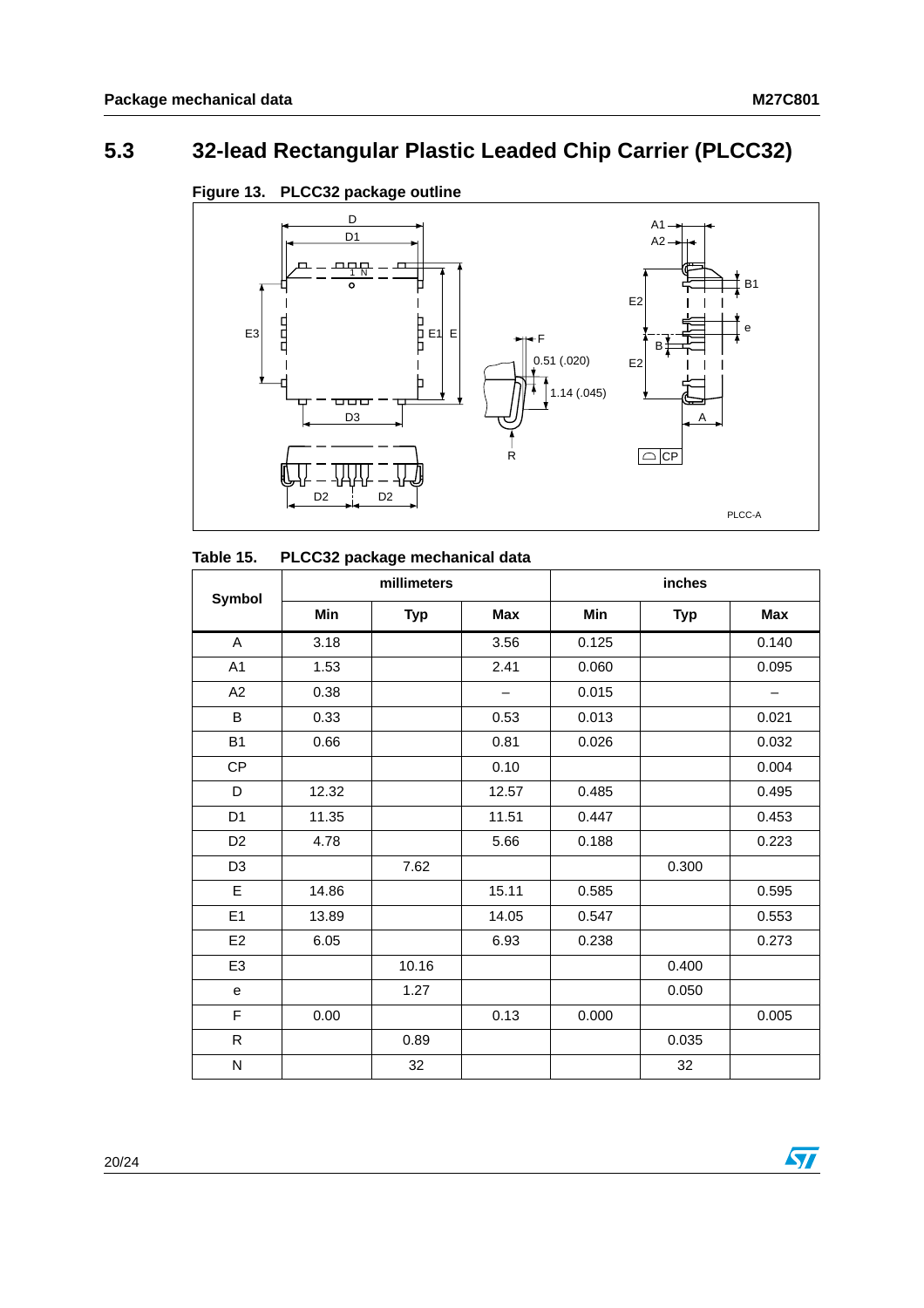## 5.3 32-lead Rectangular Plastic Leaded Chip Carrier (PLCC32)

**Figure 13. PLCC32 package outline**

**Table 15. PLCC32 package mechanical data**

| Symbol | millimeters | | | inches | | |
|---|---|---|---|---|---|---|
| | Min | Typ | Max | Min | Typ | Max |
| A | 3.18 | | 3.56 | 0.125 | | 0.140 |
| A1 | 1.53 | | 2.41 | 0.060 | | 0.095 |
| A2 | 0.38 | | – | 0.015 | | – |
| B | 0.33 | | 0.53 | 0.013 | | 0.021 |
| B1 | 0.66 | | 0.81 | 0.026 | | 0.032 |
| CP | | | 0.10 | | | 0.004 |
| D | 12.32 | | 12.57 | 0.485 | | 0.495 |
| D1 | 11.35 | | 11.51 | 0.447 | | 0.453 |
| D2 | 4.78 | | 5.66 | 0.188 | | 0.223 |
| D3 | | 7.62 | | | 0.300 | |
| E | 14.86 | | 15.11 | 0.585 | | 0.595 |
| E1 | 13.89 | | 14.05 | 0.547 | | 0.553 |
| E2 | 6.05 | | 6.93 | 0.238 | | 0.273 |
| E3 | | 10.16 | | | 0.400 | |
| e | | 1.27 | | | 0.050 | |
| F | 0.00 | | 0.13 | 0.000 | | 0.005 |
| R | | 0.89 | | | 0.035 | |
| N | | 32 | | | 32 | |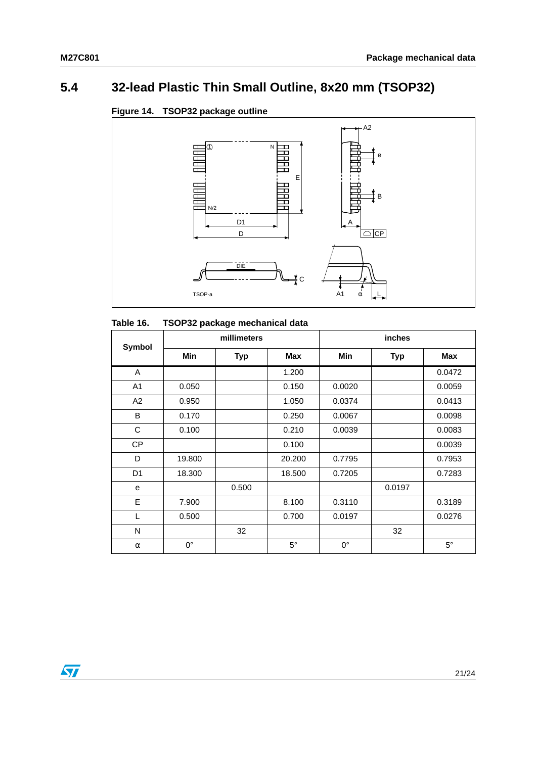## 5.4 32-lead Plastic Thin Small Outline, 8x20 mm (TSOP32)

**Figure 14. TSOP32 package outline**

**Table 16. TSOP32 package mechanical data**

| Symbol | millimeters | | | inches | | |
|---|---|---|---|---|---|---|
| | Min | Typ | Max | Min | Typ | Max |
| A | | | 1.200 | | | 0.0472 |
| A1 | 0.050 | | 0.150 | 0.0020 | | 0.0059 |
| A2 | 0.950 | | 1.050 | 0.0374 | | 0.0413 |
| B | 0.170 | | 0.250 | 0.0067 | | 0.0098 |
| C | 0.100 | | 0.210 | 0.0039 | | 0.0083 |
| CP | | | 0.100 | | | 0.0039 |
| D | 19.800 | | 20.200 | 0.7795 | | 0.7953 |
| D1 | 18.300 | | 18.500 | 0.7205 | | 0.7283 |
| e | | 0.500 | | | 0.0197 | |
| E | 7.900 | | 8.100 | 0.3110 | | 0.3189 |
| L | 0.500 | | 0.700 | 0.0197 | | 0.0276 |
| N | | 32 | | | 32 | |
| α | 0° | | 5° | 0° | | 5° |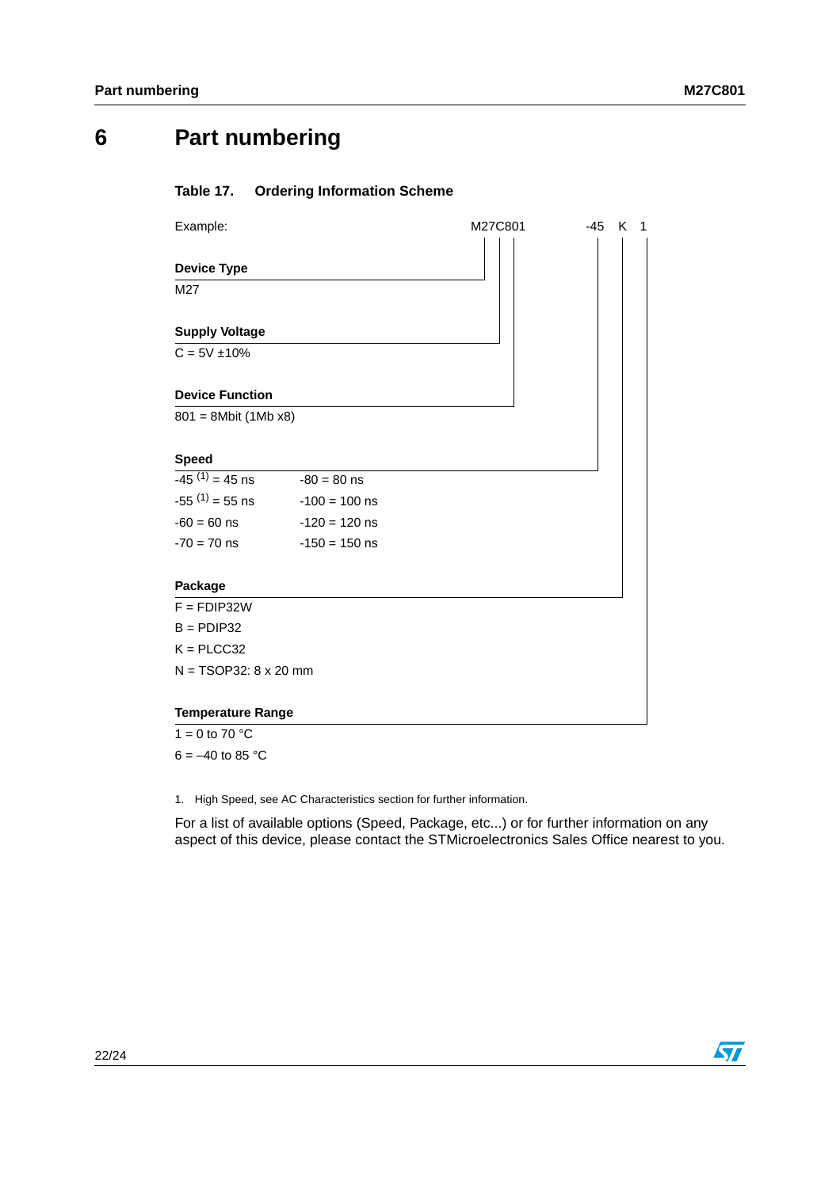# 6 Part numbering

**Table 17. Ordering Information Scheme**

Example: M27C801 -45 K 1

**Device Type**

M27

**Supply Voltage**

C = 5V ±10%

**Device Function**

801 = 8Mbit (1Mb x8)

**Speed**

| | |
|---|---|
| -45 [(1)] = 45 ns | -80 = 80 ns |
| -55 [(1)] = 55 ns | -100 = 100 ns |
| -60 = 60 ns | -120 = 120 ns |
| -70 = 70 ns | -150 = 150 ns |

**Package**

F = FDIP32W

B = PDIP32

K = PLCC32

N = TSOP32: 8 x 20 mm

**Temperature Range**

1 = 0 to 70 °C

6 = –40 to 85 °C

1. High Speed, see AC Characteristics section for further information.

For a list of available options (Speed, Package, etc...) or for further information on any aspect of this device, please contact the STMicroelectronics Sales Office nearest to you.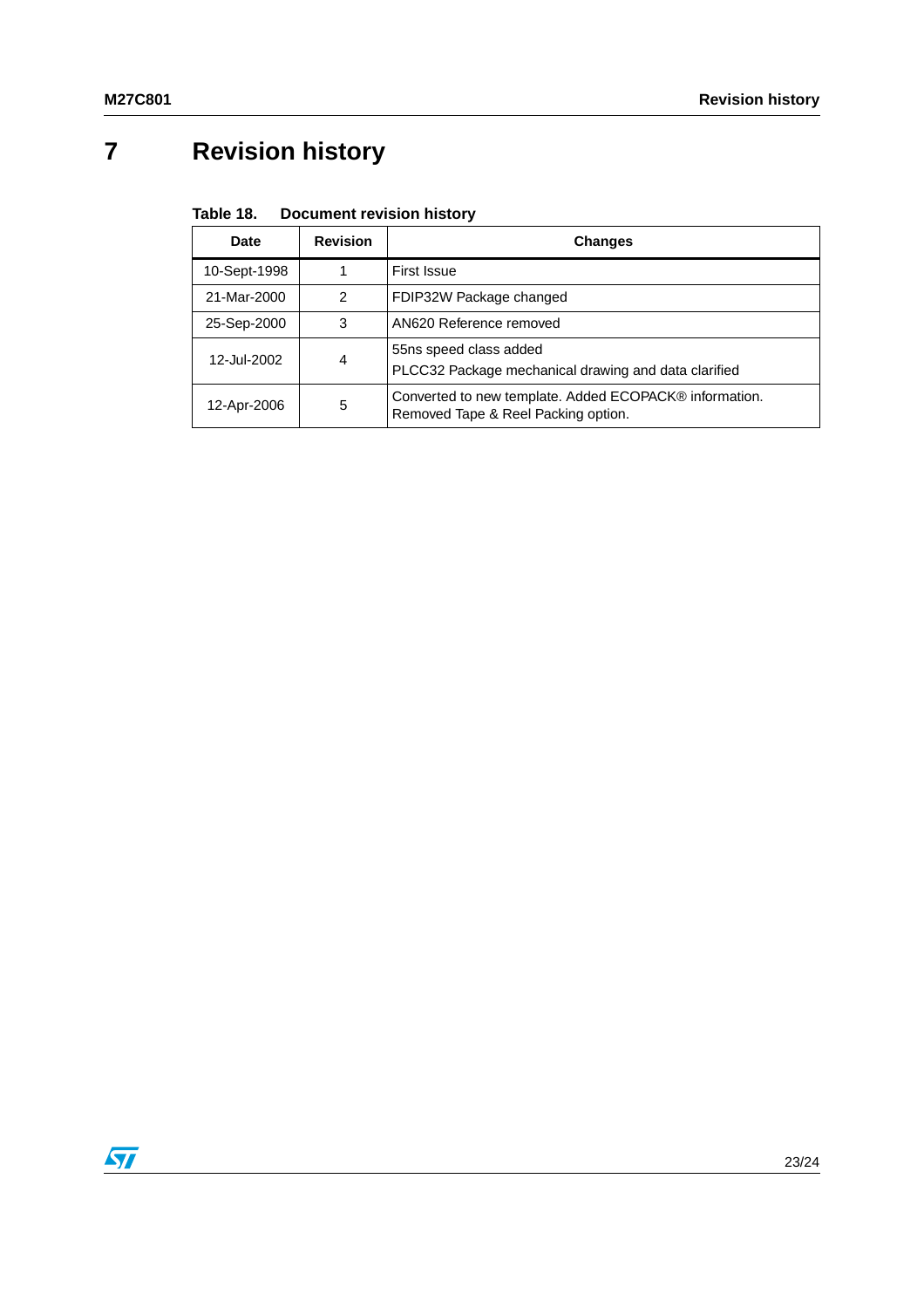# 7 Revision history

**Table 18. Document revision history**

| Date | Revision | Changes |
|---|---|---|
| 10-Sept-1998 | 1 | First Issue |
| 21-Mar-2000 | 2 | FDIP32W Package changed |
| 25-Sep-2000 | 3 | AN620 Reference removed |
| 12-Jul-2002 | 4 | 55ns speed class added<br>PLCC32 Package mechanical drawing and data clarified |
| 12-Apr-2006 | 5 | Converted to new template. Added ECOPACK® information.<br>Removed Tape & Reel Packing option. |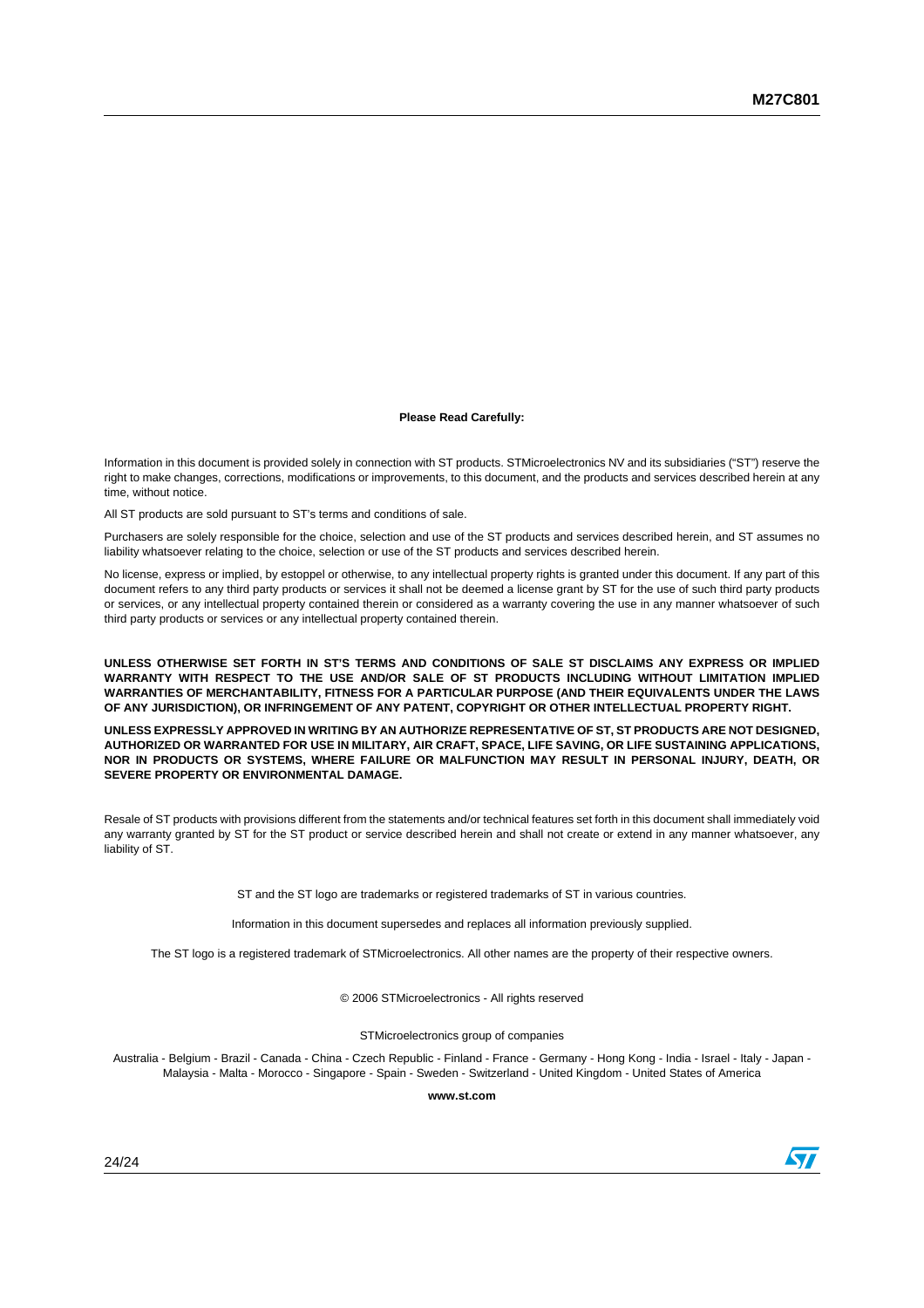**Please Read Carefully:**

Information in this document is provided solely in connection with ST products. STMicroelectronics NV and its subsidiaries ("ST") reserve the right to make changes, corrections, modifications or improvements, to this document, and the products and services described herein at any time, without notice.

All ST products are sold pursuant to ST's terms and conditions of sale.

Purchasers are solely responsible for the choice, selection and use of the ST products and services described herein, and ST assumes no liability whatsoever relating to the choice, selection or use of the ST products and services described herein.

No license, express or implied, by estoppel or otherwise, to any intellectual property rights is granted under this document. If any part of this document refers to any third party products or services it shall not be deemed a license grant by ST for the use of such third party products or services, or any intellectual property contained therein or considered as a warranty covering the use in any manner whatsoever of such third party products or services or any intellectual property contained therein.

**UNLESS OTHERWISE SET FORTH IN ST'S TERMS AND CONDITIONS OF SALE ST DISCLAIMS ANY EXPRESS OR IMPLIED WARRANTY WITH RESPECT TO THE USE AND/OR SALE OF ST PRODUCTS INCLUDING WITHOUT LIMITATION IMPLIED WARRANTIES OF MERCHANTABILITY, FITNESS FOR A PARTICULAR PURPOSE (AND THEIR EQUIVALENTS UNDER THE LAWS OF ANY JURISDICTION), OR INFRINGEMENT OF ANY PATENT, COPYRIGHT OR OTHER INTELLECTUAL PROPERTY RIGHT.**

**UNLESS EXPRESSLY APPROVED IN WRITING BY AN AUTHORIZE REPRESENTATIVE OF ST, ST PRODUCTS ARE NOT DESIGNED, AUTHORIZED OR WARRANTED FOR USE IN MILITARY, AIR CRAFT, SPACE, LIFE SAVING, OR LIFE SUSTAINING APPLICATIONS, NOR IN PRODUCTS OR SYSTEMS, WHERE FAILURE OR MALFUNCTION MAY RESULT IN PERSONAL INJURY, DEATH, OR SEVERE PROPERTY OR ENVIRONMENTAL DAMAGE.**

Resale of ST products with provisions different from the statements and/or technical features set forth in this document shall immediately void any warranty granted by ST for the ST product or service described herein and shall not create or extend in any manner whatsoever, any liability of ST.

ST and the ST logo are trademarks or registered trademarks of ST in various countries.

Information in this document supersedes and replaces all information previously supplied.

The ST logo is a registered trademark of STMicroelectronics. All other names are the property of their respective owners.

© 2006 STMicroelectronics - All rights reserved

STMicroelectronics group of companies

Australia - Belgium - Brazil - Canada - China - Czech Republic - Finland - France - Germany - Hong Kong - India - Israel - Italy - Japan - Malaysia - Malta - Morocco - Singapore - Spain - Sweden - Switzerland - United Kingdom - United States of America

**www.st.com**